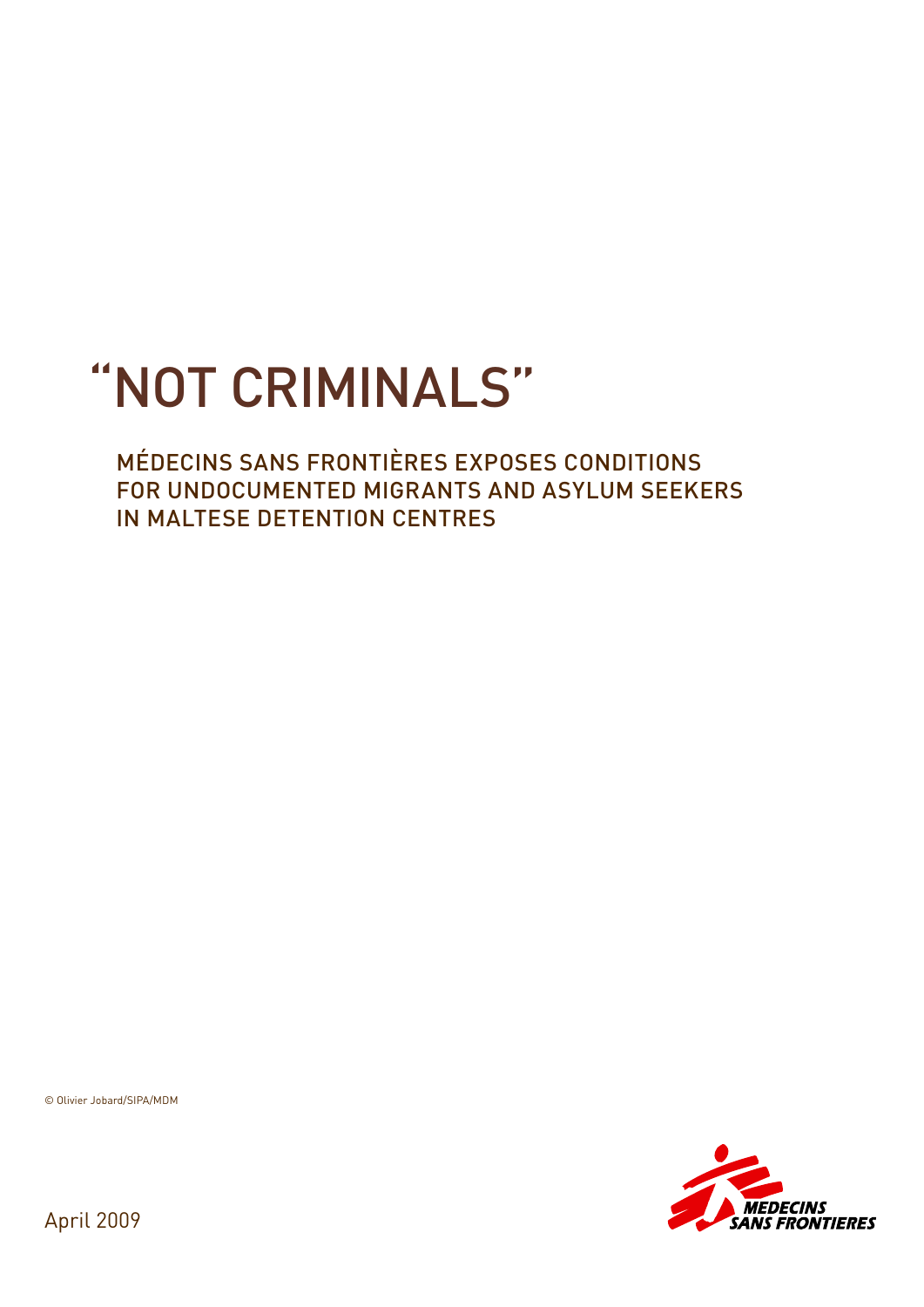# "NOT CRIMINALS"

## MÉDECINS SANS FRONTIÈRES EXPOSES CONDITIONS FOR UNDOCUMENTED MIGRANTS AND ASYLUM SEEKERS IN MALTESE DETENTION CENTRES

© Olivier Jobard/SIPA/MDM

April 2009

MEDECINS SANS FRONTIERES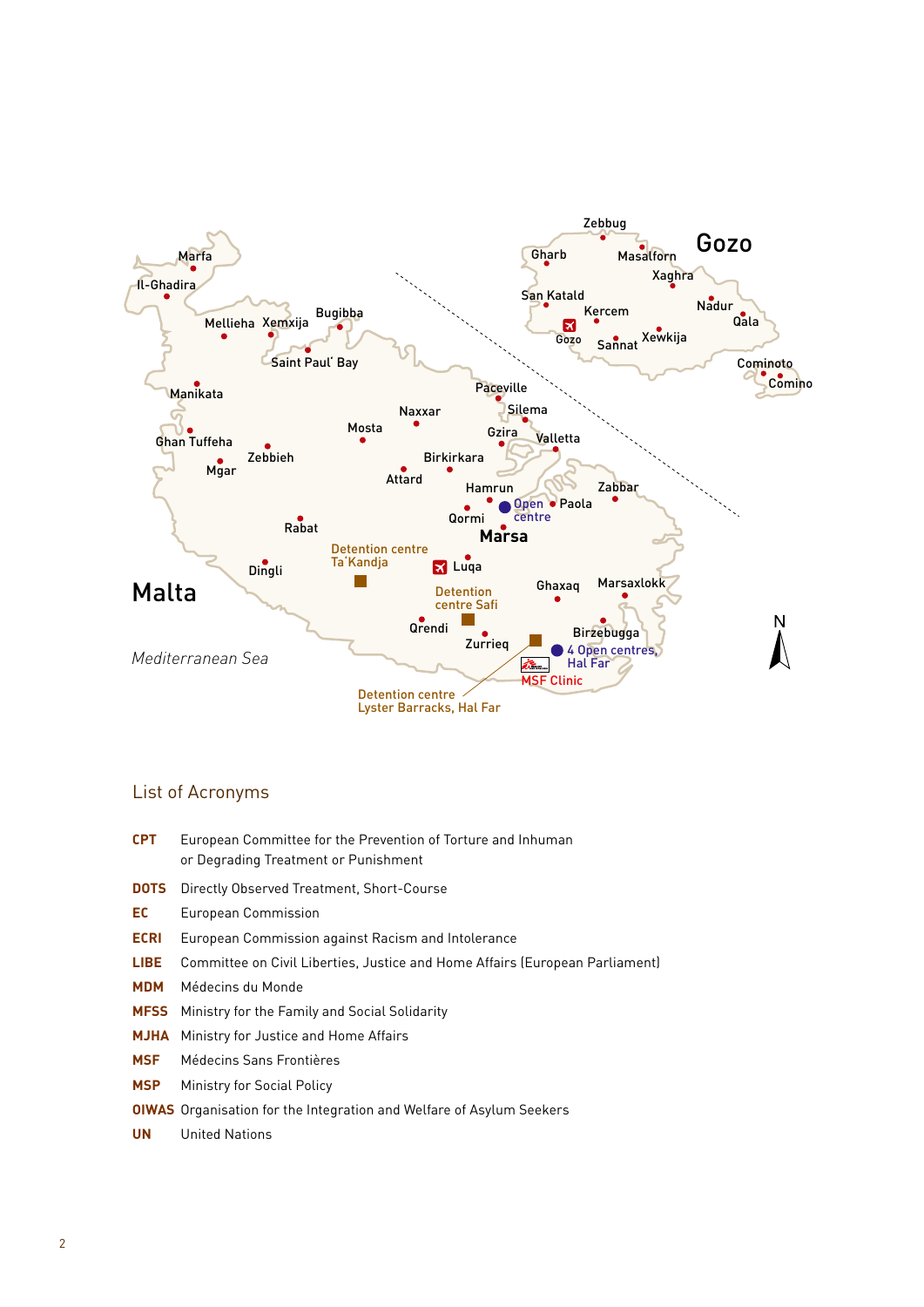## List of Acronyms

**CPT** European Committee for the Prevention of Torture and Inhuman or Degrading Treatment or Punishment

**DOTS** Directly Observed Treatment, Short-Course

**EC** European Commission

**ECRI** European Commission against Racism and Intolerance

**LIBE** Committee on Civil Liberties, Justice and Home Affairs (European Parliament)

**MDM** Médecins du Monde

**MFSS** Ministry for the Family and Social Solidarity

**MJHA** Ministry for Justice and Home Affairs

**MSF** Médecins Sans Frontières

**MSP** Ministry for Social Policy

**OIWAS** Organisation for the Integration and Welfare of Asylum Seekers

**UN** United Nations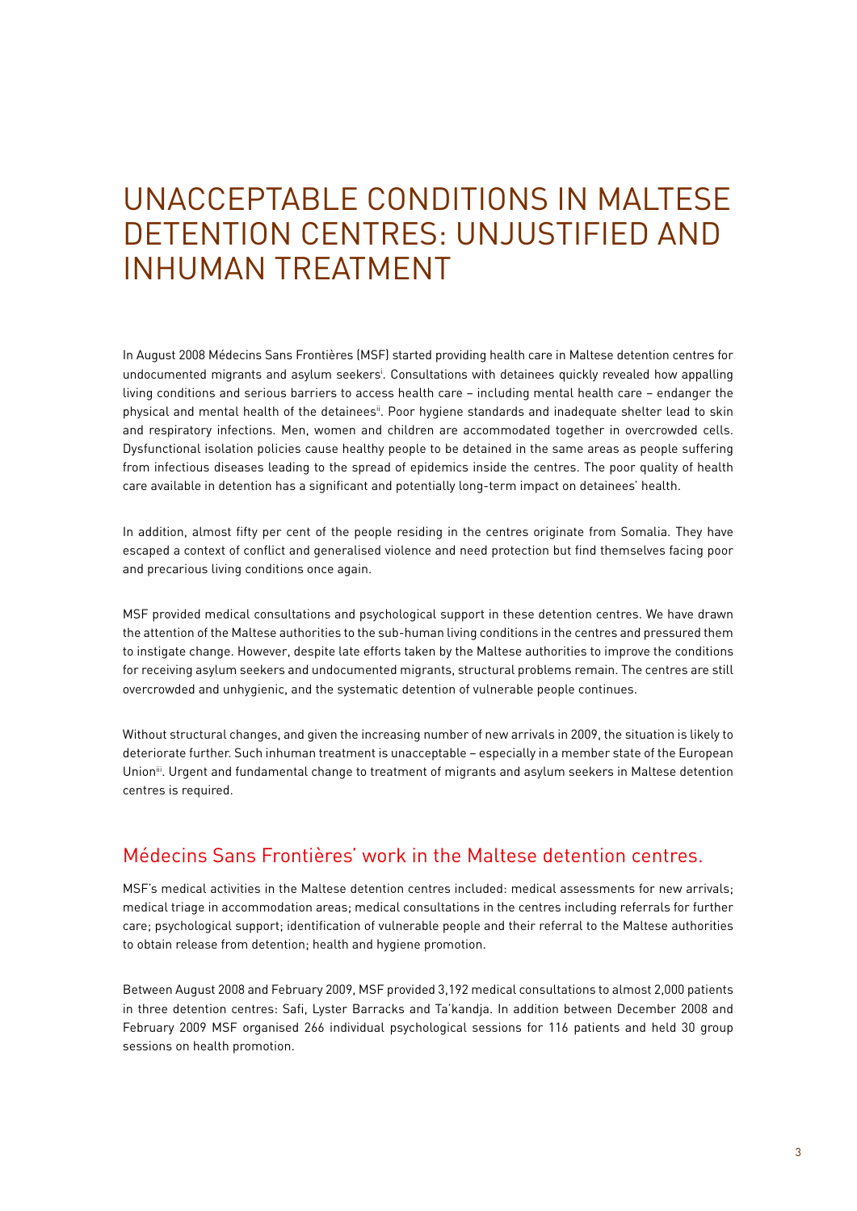# UNACCEPTABLE CONDITIONS IN MALTESE DETENTION CENTRES: UNJUSTIFIED AND INHUMAN TREATMENT

In August 2008 Médecins Sans Frontières (MSF) started providing health care in Maltese detention centres for undocumented migrants and asylum seekers[i]. Consultations with detainees quickly revealed how appalling living conditions and serious barriers to access health care – including mental health care – endanger the physical and mental health of the detainees[ii]. Poor hygiene standards and inadequate shelter lead to skin and respiratory infections. Men, women and children are accommodated together in overcrowded cells. Dysfunctional isolation policies cause healthy people to be detained in the same areas as people suffering from infectious diseases leading to the spread of epidemics inside the centres. The poor quality of health care available in detention has a significant and potentially long-term impact on detainees' health.

In addition, almost fifty per cent of the people residing in the centres originate from Somalia. They have escaped a context of conflict and generalised violence and need protection but find themselves facing poor and precarious living conditions once again.

MSF provided medical consultations and psychological support in these detention centres. We have drawn the attention of the Maltese authorities to the sub-human living conditions in the centres and pressured them to instigate change. However, despite late efforts taken by the Maltese authorities to improve the conditions for receiving asylum seekers and undocumented migrants, structural problems remain. The centres are still overcrowded and unhygienic, and the systematic detention of vulnerable people continues.

Without structural changes, and given the increasing number of new arrivals in 2009, the situation is likely to deteriorate further. Such inhuman treatment is unacceptable – especially in a member state of the European Union[iii]. Urgent and fundamental change to treatment of migrants and asylum seekers in Maltese detention centres is required.

## Médecins Sans Frontières' work in the Maltese detention centres.

MSF's medical activities in the Maltese detention centres included: medical assessments for new arrivals; medical triage in accommodation areas; medical consultations in the centres including referrals for further care; psychological support; identification of vulnerable people and their referral to the Maltese authorities to obtain release from detention; health and hygiene promotion.

Between August 2008 and February 2009, MSF provided 3,192 medical consultations to almost 2,000 patients in three detention centres: Safi, Lyster Barracks and Ta'kandja. In addition between December 2008 and February 2009 MSF organised 266 individual psychological sessions for 116 patients and held 30 group sessions on health promotion.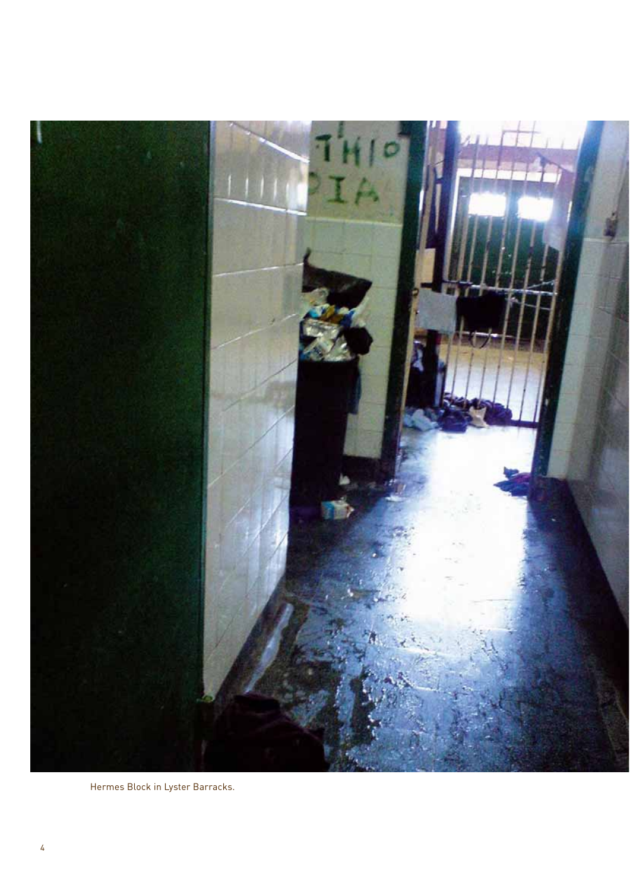Hermes Block in Lyster Barracks.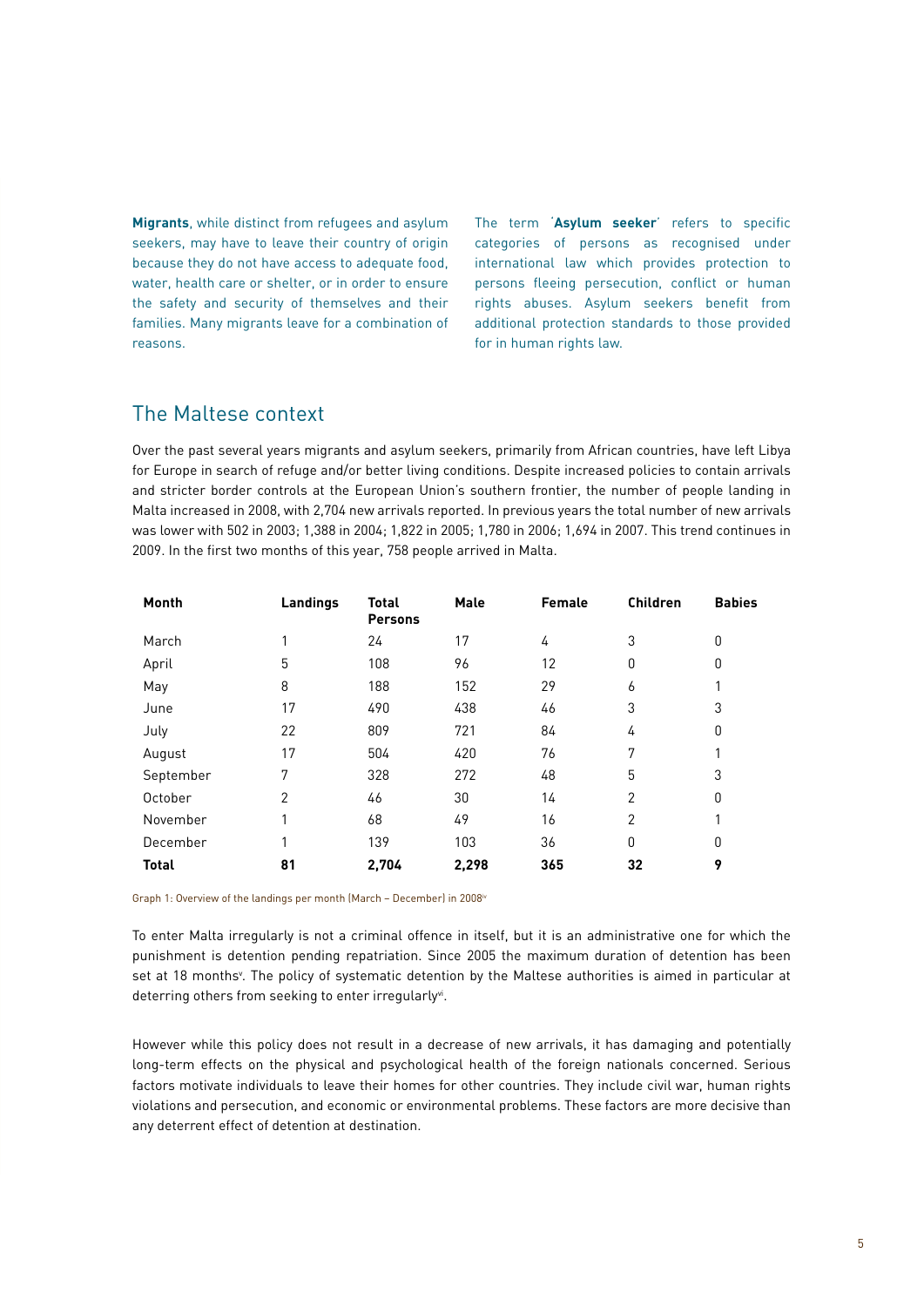**Migrants**, while distinct from refugees and asylum seekers, may have to leave their country of origin because they do not have access to adequate food, water, health care or shelter, or in order to ensure the safety and security of themselves and their families. Many migrants leave for a combination of reasons.

The term '**Asylum seeker**' refers to specific categories of persons as recognised under international law which provides protection to persons fleeing persecution, conflict or human rights abuses. Asylum seekers benefit from additional protection standards to those provided for in human rights law.

## The Maltese context

Over the past several years migrants and asylum seekers, primarily from African countries, have left Libya for Europe in search of refuge and/or better living conditions. Despite increased policies to contain arrivals and stricter border controls at the European Union's southern frontier, the number of people landing in Malta increased in 2008, with 2,704 new arrivals reported. In previous years the total number of new arrivals was lower with 502 in 2003; 1,388 in 2004; 1,822 in 2005; 1,780 in 2006; 1,694 in 2007. This trend continues in 2009. In the first two months of this year, 758 people arrived in Malta.

| Month | Landings | Total Persons | Male | Female | Children | Babies |
|---|---|---|---|---|---|---|
| March | 1 | 24 | 17 | 4 | 3 | 0 |
| April | 5 | 108 | 96 | 12 | 0 | 0 |
| May | 8 | 188 | 152 | 29 | 6 | 1 |
| June | 17 | 490 | 438 | 46 | 3 | 3 |
| July | 22 | 809 | 721 | 84 | 4 | 0 |
| August | 17 | 504 | 420 | 76 | 7 | 1 |
| September | 7 | 328 | 272 | 48 | 5 | 3 |
| October | 2 | 46 | 30 | 14 | 2 | 0 |
| November | 1 | 68 | 49 | 16 | 2 | 1 |
| December | 1 | 139 | 103 | 36 | 0 | 0 |
| **Total** | **81** | **2,704** | **2,298** | **365** | **32** | **9** |

Graph 1: Overview of the landings per month (March – December) in 2008[iv]

To enter Malta irregularly is not a criminal offence in itself, but it is an administrative one for which the punishment is detention pending repatriation. Since 2005 the maximum duration of detention has been set at 18 months[v]. The policy of systematic detention by the Maltese authorities is aimed in particular at deterring others from seeking to enter irregularly[vi].

However while this policy does not result in a decrease of new arrivals, it has damaging and potentially long-term effects on the physical and psychological health of the foreign nationals concerned. Serious factors motivate individuals to leave their homes for other countries. They include civil war, human rights violations and persecution, and economic or environmental problems. These factors are more decisive than any deterrent effect of detention at destination.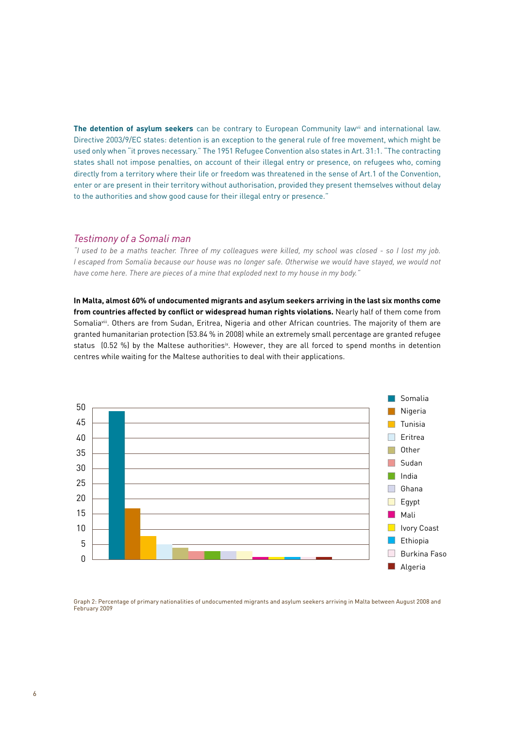**The detection of asylum seekers** can be contrary to European Community law[vii] and international law. Directive 2003/9/EC states: detention is an exception to the general rule of free movement, which might be used only when "it proves necessary." The 1951 Refugee Convention also states in Art. 31:1. "The contracting states shall not impose penalties, on account of their illegal entry or presence, on refugees who, coming directly from a territory where their life or freedom was threatened in the sense of Art.1 of the Convention, enter or are present in their territory without authorisation, provided they present themselves without delay to the authorities and show good cause for their illegal entry or presence."

## *Testimony of a Somali man*

*"I used to be a maths teacher. Three of my colleagues were killed, my school was closed - so I lost my job. I escaped from Somalia because our house was no longer safe. Otherwise we would have stayed, we would not have come here. There are pieces of a mine that exploded next to my house in my body."*

**In Malta, almost 60% of undocumented migrants and asylum seekers arriving in the last six months come from countries affected by conflict or widespread human rights violations.** Nearly half of them come from Somalia[viii]. Others are from Sudan, Eritrea, Nigeria and other African countries. The majority of them are granted humanitarian protection (53.84 % in 2008) while an extremely small percentage are granted refugee status (0.52 %) by the Maltese authorities[ix]. However, they are all forced to spend months in detention centres while waiting for the Maltese authorities to deal with their applications.

Graph 2: Percentage of primary nationalities of undocumented migrants and asylum seekers arriving in Malta between August 2008 and February 2009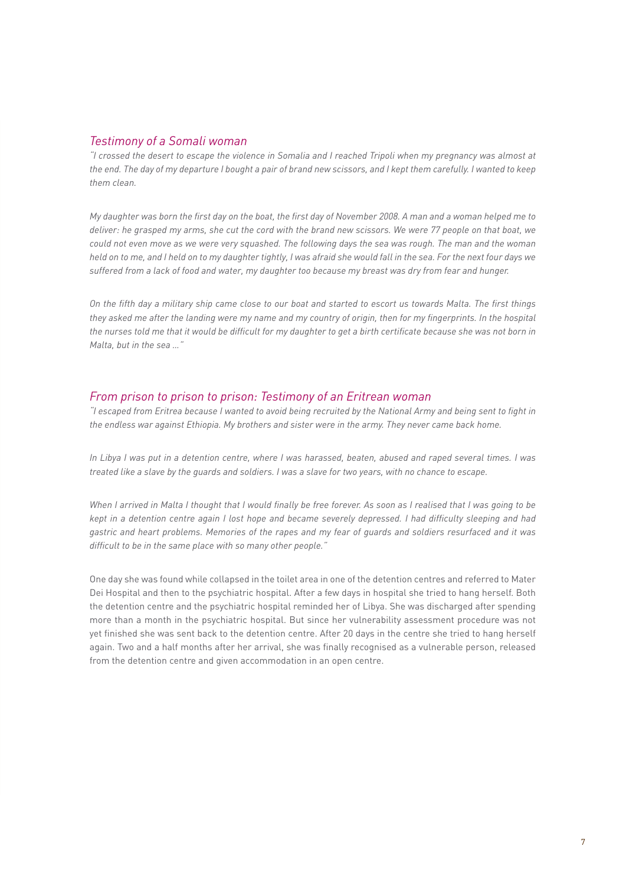## *Testimony of a Somali woman*

*"I crossed the desert to escape the violence in Somalia and I reached Tripoli when my pregnancy was almost at the end. The day of my departure I bought a pair of brand new scissors, and I kept them carefully. I wanted to keep them clean.*

*My daughter was born the first day on the boat, the first day of November 2008. A man and a woman helped me to deliver: he grasped my arms, she cut the cord with the brand new scissors. We were 77 people on that boat, we could not even move as we were very squashed. The following days the sea was rough. The man and the woman held on to me, and I held on to my daughter tightly, I was afraid she would fall in the sea. For the next four days we suffered from a lack of food and water, my daughter too because my breast was dry from fear and hunger.*

*On the fifth day a military ship came close to our boat and started to escort us towards Malta. The first things they asked me after the landing were my name and my country of origin, then for my fingerprints. In the hospital the nurses told me that it would be difficult for my daughter to get a birth certificate because she was not born in Malta, but in the sea …"*

## *From prison to prison to prison: Testimony of an Eritrean woman*

*"I escaped from Eritrea because I wanted to avoid being recruited by the National Army and being sent to fight in the endless war against Ethiopia. My brothers and sister were in the army. They never came back home.*

*In Libya I was put in a detention centre, where I was harassed, beaten, abused and raped several times. I was treated like a slave by the guards and soldiers. I was a slave for two years, with no chance to escape.*

*When I arrived in Malta I thought that I would finally be free forever. As soon as I realised that I was going to be kept in a detention centre again I lost hope and became severely depressed. I had difficulty sleeping and had gastric and heart problems. Memories of the rapes and my fear of guards and soldiers resurfaced and it was difficult to be in the same place with so many other people."*

One day she was found while collapsed in the toilet area in one of the detention centres and referred to Mater Dei Hospital and then to the psychiatric hospital. After a few days in hospital she tried to hang herself. Both the detention centre and the psychiatric hospital reminded her of Libya. She was discharged after spending more than a month in the psychiatric hospital. But since her vulnerability assessment procedure was not yet finished she was sent back to the detention centre. After 20 days in the centre she tried to hang herself again. Two and a half months after her arrival, she was finally recognised as a vulnerable person, released from the detention centre and given accommodation in an open centre.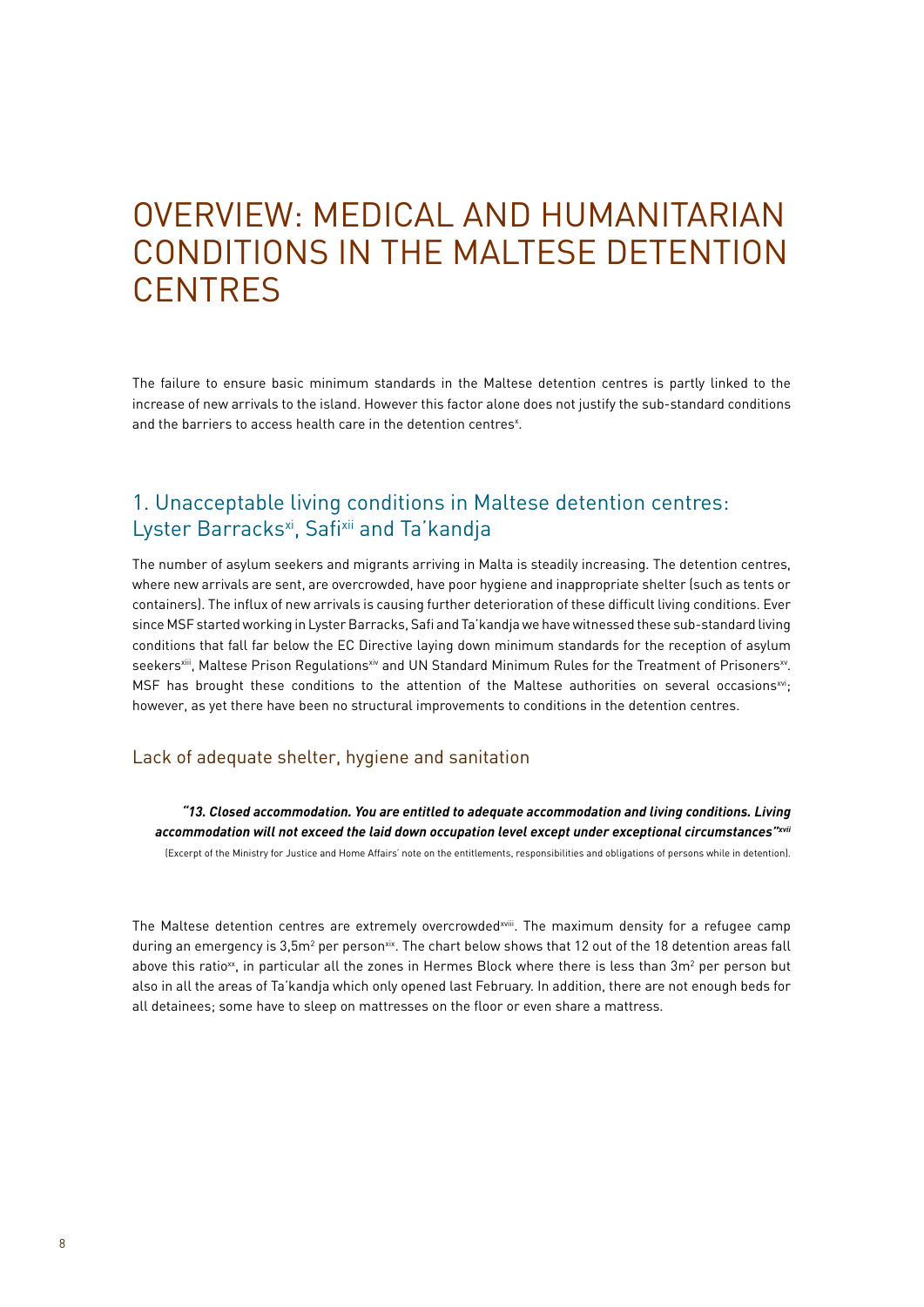# OVERVIEW: MEDICAL AND HUMANITARIAN CONDITIONS IN THE MALTESE DETENTION CENTRES

The failure to ensure basic minimum standards in the Maltese detention centres is partly linked to the increase of new arrivals to the island. However this factor alone does not justify the sub-standard conditions and the barriers to access health care in the detention centres[x].

## 1. Unacceptable living conditions in Maltese detention centres: Lyster Barracks[xi], Safi[xii] and Ta'kandja

The number of asylum seekers and migrants arriving in Malta is steadily increasing. The detention centres, where new arrivals are sent, are overcrowded, have poor hygiene and inappropriate shelter (such as tents or containers). The influx of new arrivals is causing further deterioration of these difficult living conditions. Ever since MSF started working in Lyster Barracks, Safi and Ta'kandja we have witnessed these sub-standard living conditions that fall far below the EC Directive laying down minimum standards for the reception of asylum seekers[xiii], Maltese Prison Regulations[xiv] and UN Standard Minimum Rules for the Treatment of Prisoners[xv]. MSF has brought these conditions to the attention of the Maltese authorities on several occasions[xvi]; however, as yet there have been no structural improvements to conditions in the detention centres.

### Lack of adequate shelter, hygiene and sanitation

***"13. Closed accommodation. You are entitled to adequate accommodation and living conditions. Living accommodation will not exceed the laid down occupation level except under exceptional circumstances"***[xvii]

(Excerpt of the Ministry for Justice and Home Affairs' note on the entitlements, responsibilities and obligations of persons while in detention).

The Maltese detention centres are extremely overcrowded[xviii]. The maximum density for a refugee camp during an emergency is 3,5m$^2$ per person[xix]. The chart below shows that 12 out of the 18 detention areas fall above this ratio[xx], in particular all the zones in Hermes Block where there is less than 3m$^2$ per person but also in all the areas of Ta'kandja which only opened last February. In addition, there are not enough beds for all detainees; some have to sleep on mattresses on the floor or even share a mattress.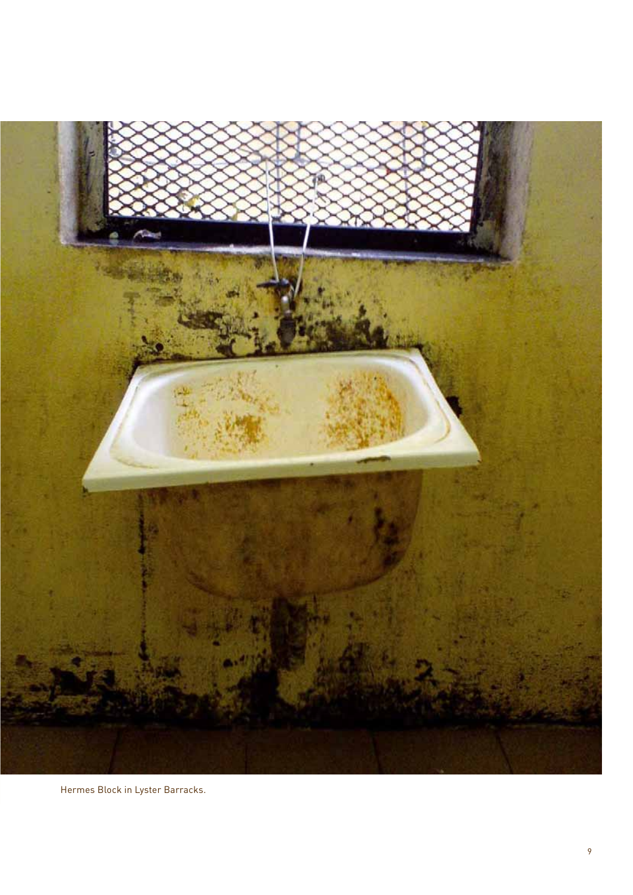Hermes Block in Lyster Barracks.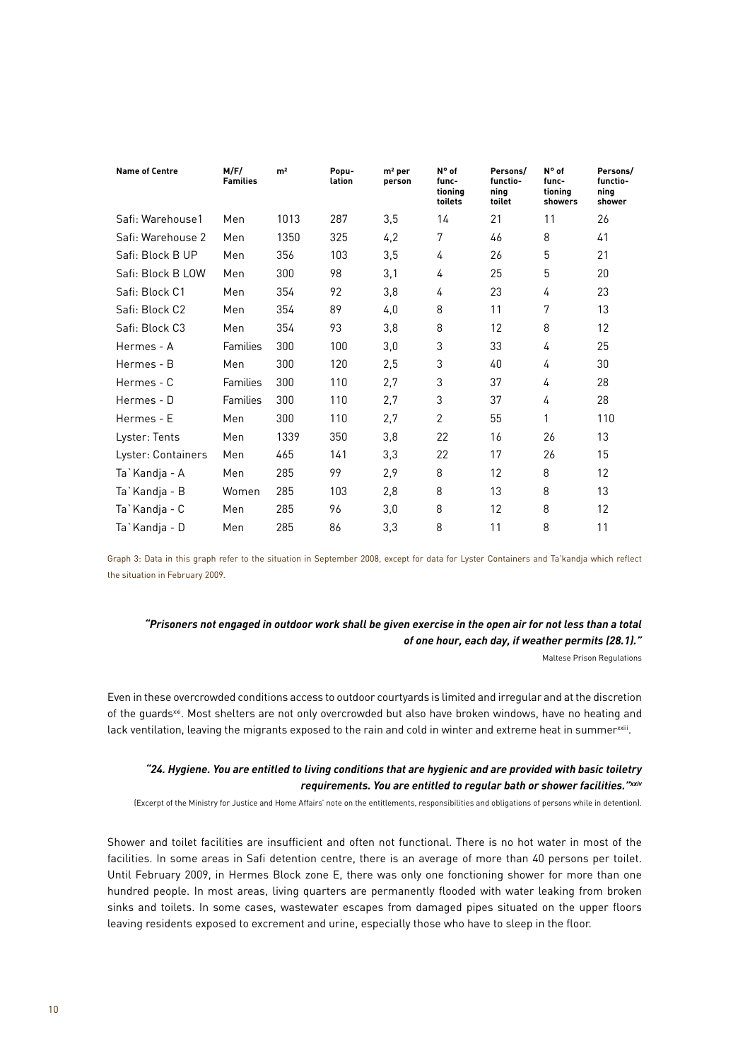| Name of Centre | M/F/ Families | m² | Popu-lation | m² per person | N° of func-tioning toilets | Persons/ functio-ning toilet | N° of func-tioning showers | Persons/ functio-ning shower |
|---|---|---|---|---|---|---|---|---|
| Safi: Warehouse1 | Men | 1013 | 287 | 3,5 | 14 | 21 | 11 | 26 |
| Safi: Warehouse 2 | Men | 1350 | 325 | 4,2 | 7 | 46 | 8 | 41 |
| Safi: Block B UP | Men | 356 | 103 | 3,5 | 4 | 26 | 5 | 21 |
| Safi: Block B LOW | Men | 300 | 98 | 3,1 | 4 | 25 | 5 | 20 |
| Safi: Block C1 | Men | 354 | 92 | 3,8 | 4 | 23 | 4 | 23 |
| Safi: Block C2 | Men | 354 | 89 | 4,0 | 8 | 11 | 7 | 13 |
| Safi: Block C3 | Men | 354 | 93 | 3,8 | 8 | 12 | 8 | 12 |
| Hermes - A | Families | 300 | 100 | 3,0 | 3 | 33 | 4 | 25 |
| Hermes - B | Men | 300 | 120 | 2,5 | 3 | 40 | 4 | 30 |
| Hermes - C | Families | 300 | 110 | 2,7 | 3 | 37 | 4 | 28 |
| Hermes - D | Families | 300 | 110 | 2,7 | 3 | 37 | 4 | 28 |
| Hermes - E | Men | 300 | 110 | 2,7 | 2 | 55 | 1 | 110 |
| Lyster: Tents | Men | 1339 | 350 | 3,8 | 22 | 16 | 26 | 13 |
| Lyster: Containers | Men | 465 | 141 | 3,3 | 22 | 17 | 26 | 15 |
| Ta`Kandja - A | Men | 285 | 99 | 2,9 | 8 | 12 | 8 | 12 |
| Ta`Kandja - B | Women | 285 | 103 | 2,8 | 8 | 13 | 8 | 13 |
| Ta`Kandja - C | Men | 285 | 96 | 3,0 | 8 | 12 | 8 | 12 |
| Ta`Kandja - D | Men | 285 | 86 | 3,3 | 8 | 11 | 8 | 11 |

Graph 3: Data in this graph refer to the situation in September 2008, except for data for Lyster Containers and Ta'kandja which reflect the situation in February 2009.

> ***"Prisoners not engaged in outdoor work shall be given exercise in the open air for not less than a total of one hour, each day, if weather permits (28.1)."***
>
> Maltese Prison Regulations

Even in these overcrowded conditions access to outdoor courtyards is limited and irregular and at the discretion of the guards[xxi]. Most shelters are not only overcrowded but also have broken windows, have no heating and lack ventilation, leaving the migrants exposed to the rain and cold in winter and extreme heat in summer[xxiii].

> ***"24. Hygiene. You are entitled to living conditions that are hygienic and are provided with basic toiletry requirements. You are entitled to regular bath or shower facilities."[xxiv]***
>
> (Excerpt of the Ministry for Justice and Home Affairs' note on the entitlements, responsibilities and obligations of persons while in detention).

Shower and toilet facilities are insufficient and often not functional. There is no hot water in most of the facilities. In some areas in Safi detention centre, there is an average of more than 40 persons per toilet. Until February 2009, in Hermes Block zone E, there was only one fonctioning shower for more than one hundred people. In most areas, living quarters are permanently flooded with water leaking from broken sinks and toilets. In some cases, wastewater escapes from damaged pipes situated on the upper floors leaving residents exposed to excrement and urine, especially those who have to sleep in the floor.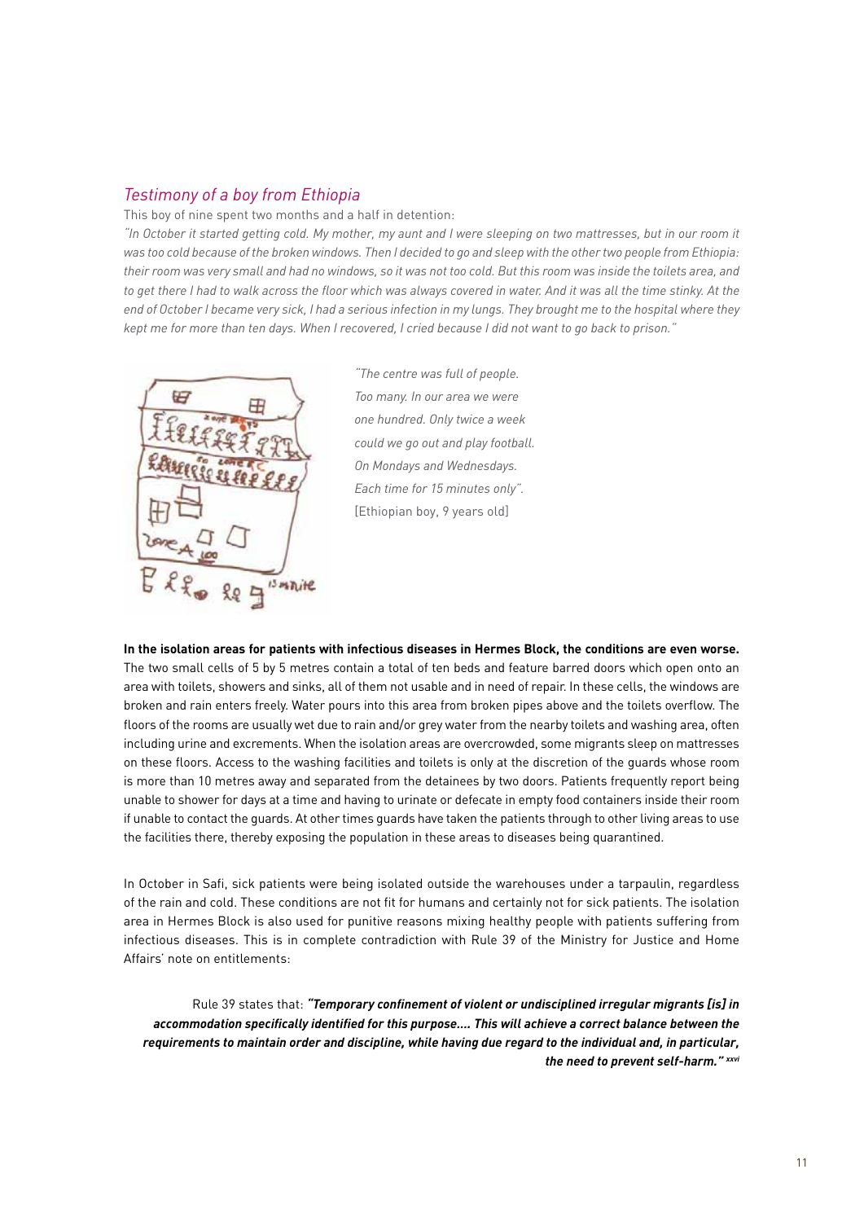## *Testimony of a boy from Ethiopia*

This boy of nine spent two months and a half in detention:

*"In October it started getting cold. My mother, my aunt and I were sleeping on two mattresses, but in our room it was too cold because of the broken windows. Then I decided to go and sleep with the other two people from Ethiopia: their room was very small and had no windows, so it was not too cold. But this room was inside the toilets area, and to get there I had to walk across the floor which was always covered in water. And it was all the time stinky. At the end of October I became very sick, I had a serious infection in my lungs. They brought me to the hospital where they kept me for more than ten days. When I recovered, I cried because I did not want to go back to prison."*

*"The centre was full of people. Too many. In our area we were one hundred. Only twice a week could we go out and play football. On Mondays and Wednesdays. Each time for 15 minutes only".*
[Ethiopian boy, 9 years old]

**In the isolation areas for patients with infectious diseases in Hermes Block, the conditions are even worse.** The two small cells of 5 by 5 metres contain a total of ten beds and feature barred doors which open onto an area with toilets, showers and sinks, all of them not usable and in need of repair. In these cells, the windows are broken and rain enters freely. Water pours into this area from broken pipes above and the toilets overflow. The floors of the rooms are usually wet due to rain and/or grey water from the nearby toilets and washing area, often including urine and excrements. When the isolation areas are overcrowded, some migrants sleep on mattresses on these floors. Access to the washing facilities and toilets is only at the discretion of the guards whose room is more than 10 metres away and separated from the detainees by two doors. Patients frequently report being unable to shower for days at a time and having to urinate or defecate in empty food containers inside their room if unable to contact the guards. At other times guards have taken the patients through to other living areas to use the facilities there, thereby exposing the population in these areas to diseases being quarantined.

In October in Safi, sick patients were being isolated outside the warehouses under a tarpaulin, regardless of the rain and cold. These conditions are not fit for humans and certainly not for sick patients. The isolation area in Hermes Block is also used for punitive reasons mixing healthy people with patients suffering from infectious diseases. This is in complete contradiction with Rule 39 of the Ministry for Justice and Home Affairs' note on entitlements:

> Rule 39 states that: ***"Temporary confinement of violent or undisciplined irregular migrants [is] in accommodation specifically identified for this purpose.... This will achieve a correct balance between the requirements to maintain order and discipline, while having due regard to the individual and, in particular, the need to prevent self-harm."*** [xxvi]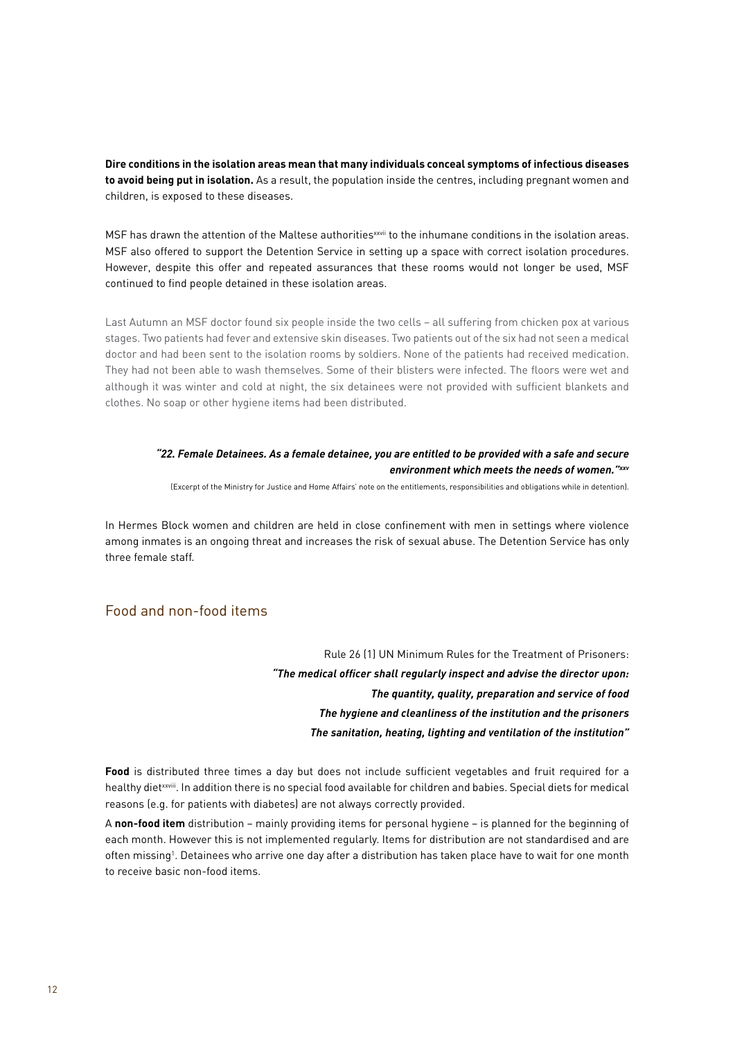**Dire conditions in the isolation areas mean that many individuals conceal symptoms of infectious diseases to avoid being put in isolation.** As a result, the population inside the centres, including pregnant women and children, is exposed to these diseases.

MSF has drawn the attention of the Maltese authorities[xxvii] to the inhumane conditions in the isolation areas. MSF also offered to support the Detention Service in setting up a space with correct isolation procedures. However, despite this offer and repeated assurances that these rooms would not longer be used, MSF continued to find people detained in these isolation areas.

Last Autumn an MSF doctor found six people inside the two cells – all suffering from chicken pox at various stages. Two patients had fever and extensive skin diseases. Two patients out of the six had not seen a medical doctor and had been sent to the isolation rooms by soldiers. None of the patients had received medication. They had not been able to wash themselves. Some of their blisters were infected. The floors were wet and although it was winter and cold at night, the six detainees were not provided with sufficient blankets and clothes. No soap or other hygiene items had been distributed.

***"22. Female Detainees. As a female detainee, you are entitled to be provided with a safe and secure environment which meets the needs of women."[xxv]***

(Excerpt of the Ministry for Justice and Home Affairs' note on the entitlements, responsibilities and obligations while in detention).

In Hermes Block women and children are held in close confinement with men in settings where violence among inmates is an ongoing threat and increases the risk of sexual abuse. The Detention Service has only three female staff.

## Food and non-food items

Rule 26 (1) UN Minimum Rules for the Treatment of Prisoners:
***"The medical officer shall regularly inspect and advise the director upon:***
***The quantity, quality, preparation and service of food***
***The hygiene and cleanliness of the institution and the prisoners***
***The sanitation, heating, lighting and ventilation of the institution"***

**Food** is distributed three times a day but does not include sufficient vegetables and fruit required for a healthy diet[xxviii]. In addition there is no special food available for children and babies. Special diets for medical reasons (e.g. for patients with diabetes) are not always correctly provided.

A **non-food item** distribution – mainly providing items for personal hygiene – is planned for the beginning of each month. However this is not implemented regularly. Items for distribution are not standardised and are often missing[1]. Detainees who arrive one day after a distribution has taken place have to wait for one month to receive basic non-food items.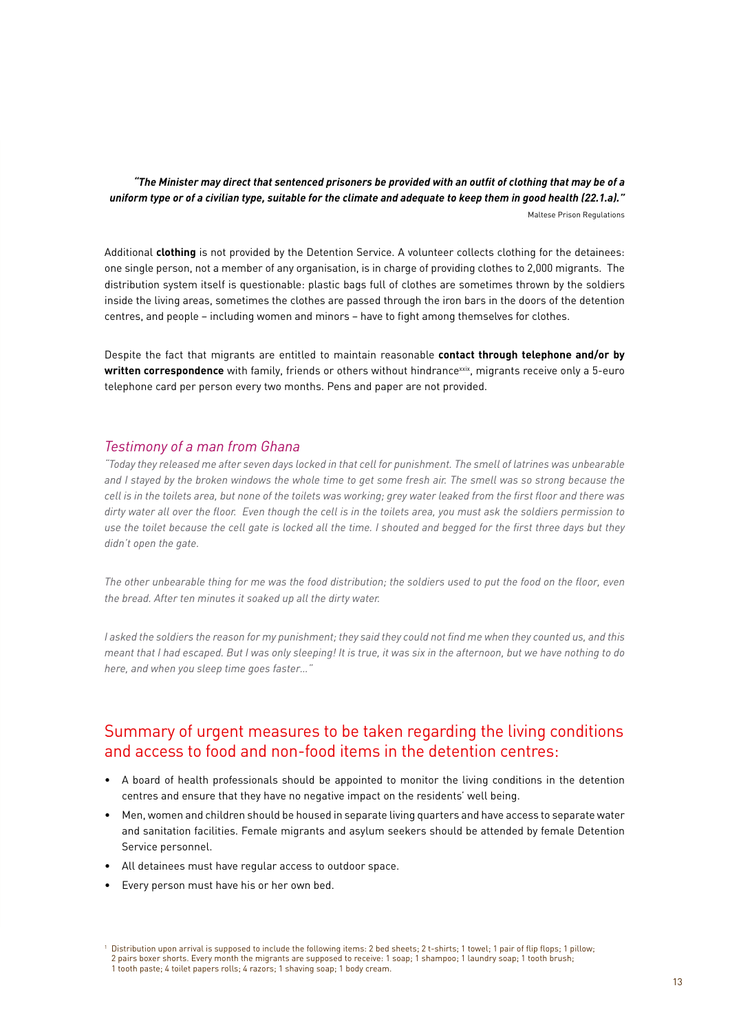***"The Minister may direct that sentenced prisoners be provided with an outfit of clothing that may be of a uniform type or of a civilian type, suitable for the climate and adequate to keep them in good health (22.1.a)."***

Maltese Prison Regulations

Additional **clothing** is not provided by the Detention Service. A volunteer collects clothing for the detainees: one single person, not a member of any organisation, is in charge of providing clothes to 2,000 migrants. The distribution system itself is questionable: plastic bags full of clothes are sometimes thrown by the soldiers inside the living areas, sometimes the clothes are passed through the iron bars in the doors of the detention centres, and people – including women and minors – have to fight among themselves for clothes.

Despite the fact that migrants are entitled to maintain reasonable **contact through telephone and/or by written correspondence** with family, friends or others without hindrance[xxix], migrants receive only a 5-euro telephone card per person every two months. Pens and paper are not provided.

### *Testimony of a man from Ghana*

*"Today they released me after seven days locked in that cell for punishment. The smell of latrines was unbearable and I stayed by the broken windows the whole time to get some fresh air. The smell was so strong because the cell is in the toilets area, but none of the toilets was working; grey water leaked from the first floor and there was dirty water all over the floor. Even though the cell is in the toilets area, you must ask the soldiers permission to use the toilet because the cell gate is locked all the time. I shouted and begged for the first three days but they didn't open the gate.*

*The other unbearable thing for me was the food distribution; the soldiers used to put the food on the floor, even the bread. After ten minutes it soaked up all the dirty water.*

*I asked the soldiers the reason for my punishment; they said they could not find me when they counted us, and this meant that I had escaped. But I was only sleeping! It is true, it was six in the afternoon, but we have nothing to do here, and when you sleep time goes faster..."*

## Summary of urgent measures to be taken regarding the living conditions and access to food and non-food items in the detention centres:

- A board of health professionals should be appointed to monitor the living conditions in the detention centres and ensure that they have no negative impact on the residents' well being.
- Men, women and children should be housed in separate living quarters and have access to separate water and sanitation facilities. Female migrants and asylum seekers should be attended by female Detention Service personnel.
- All detainees must have regular access to outdoor space.
- Every person must have his or her own bed.

[1] Distribution upon arrival is supposed to include the following items: 2 bed sheets; 2 t-shirts; 1 towel; 1 pair of flip flops; 1 pillow; 2 pairs boxer shorts. Every month the migrants are supposed to receive: 1 soap; 1 shampoo; 1 laundry soap; 1 tooth brush; 1 tooth paste; 4 toilet papers rolls; 4 razors; 1 shaving soap; 1 body cream.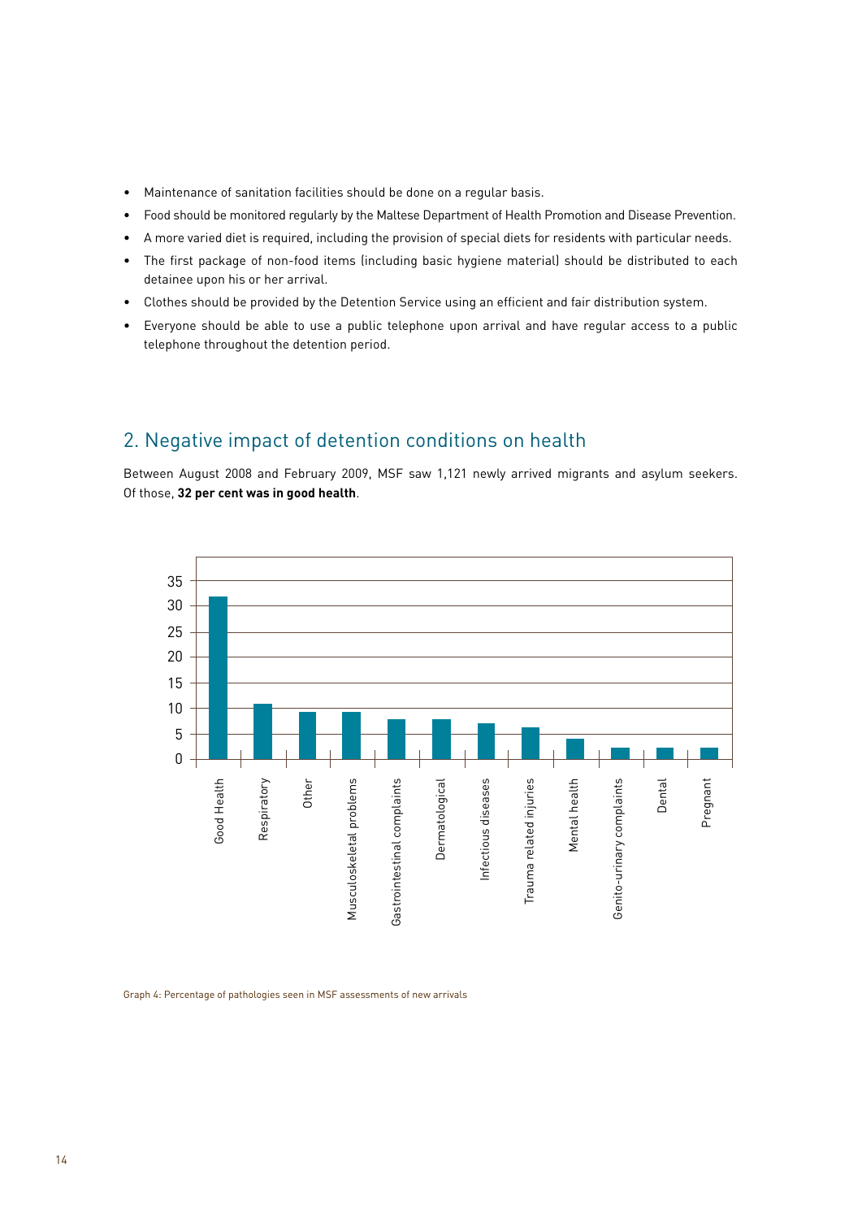- Maintenance of sanitation facilities should be done on a regular basis.
- Food should be monitored regularly by the Maltese Department of Health Promotion and Disease Prevention.
- A more varied diet is required, including the provision of special diets for residents with particular needs.
- The first package of non-food items (including basic hygiene material) should be distributed to each detainee upon his or her arrival.
- Clothes should be provided by the Detention Service using an efficient and fair distribution system.
- Everyone should be able to use a public telephone upon arrival and have regular access to a public telephone throughout the detention period.

## 2. Negative impact of detention conditions on health

Between August 2008 and February 2009, MSF saw 1,121 newly arrived migrants and asylum seekers. Of those, **32 per cent was in good health**.

Graph 4: Percentage of pathologies seen in MSF assessments of new arrivals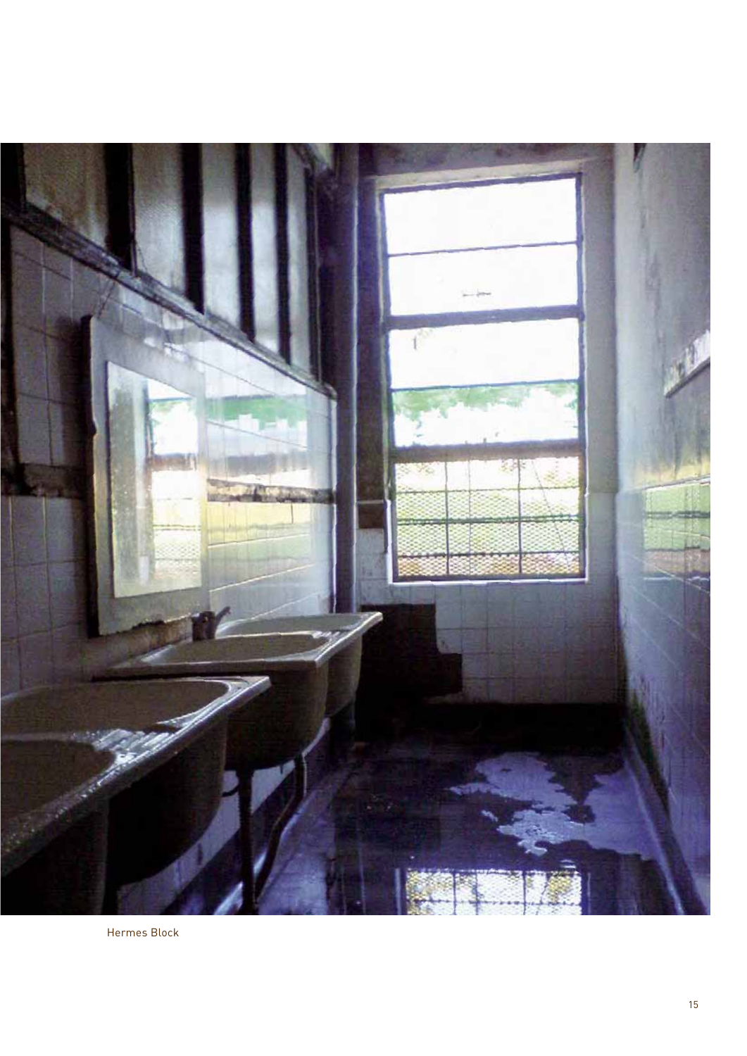Hermes Block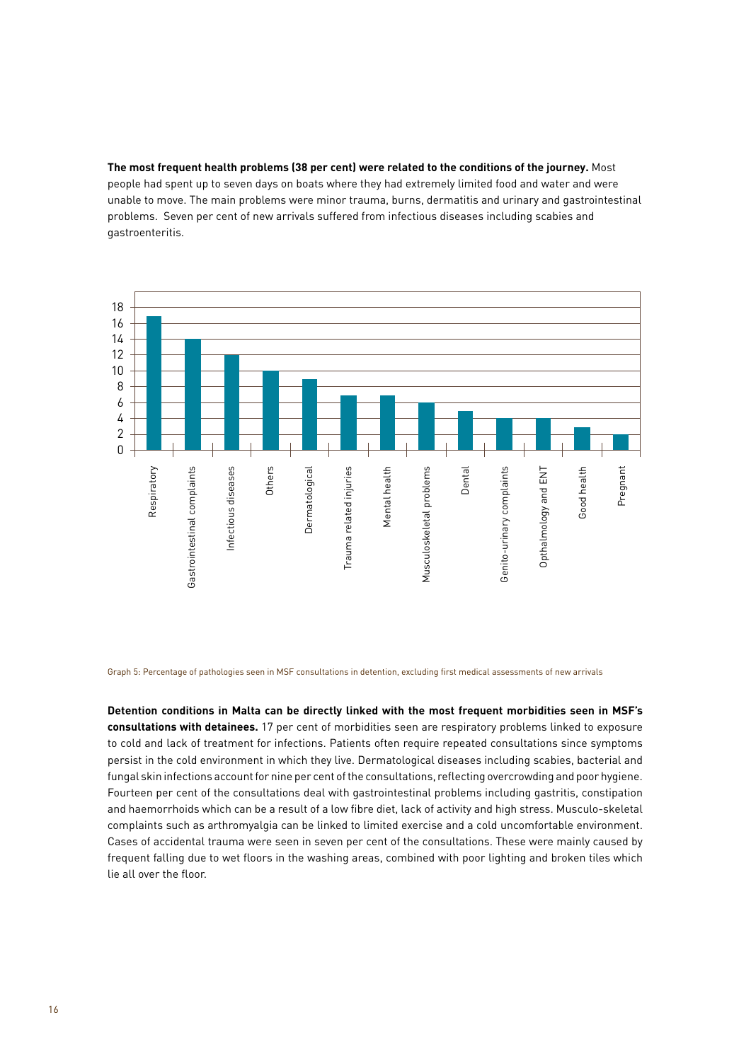**The most frequent health problems (38 per cent) were related to the conditions of the journey.** Most people had spent up to seven days on boats where they had extremely limited food and water and were unable to move. The main problems were minor trauma, burns, dermatitis and urinary and gastrointestinal problems. Seven per cent of new arrivals suffered from infectious diseases including scabies and gastroenteritis.

| Pathology | Percentage |
| --- | --- |
| Respiratory | 17 |
| Gastrointestinal complaints | 14 |
| Infectious diseases | 12 |
| Others | 10 |
| Dermatological | 9 |
| Trauma related injuries | 7 |
| Mental health | 7 |
| Musculoskeletal problems | 6 |
| Dental | 5 |
| Genito-urinary complaints | 4 |
| Opthalmology and ENT | 4 |
| Good health | 3 |
| Pregnant | 2 |

Graph 5: Percentage of pathologies seen in MSF consultations in detention, excluding first medical assessments of new arrivals

**Detention conditions in Malta can be directly linked with the most frequent morbidities seen in MSF's consultations with detainees.** 17 per cent of morbidities seen are respiratory problems linked to exposure to cold and lack of treatment for infections. Patients often require repeated consultations since symptoms persist in the cold environment in which they live. Dermatological diseases including scabies, bacterial and fungal skin infections account for nine per cent of the consultations, reflecting overcrowding and poor hygiene. Fourteen per cent of the consultations deal with gastrointestinal problems including gastritis, constipation and haemorrhoids which can be a result of a low fibre diet, lack of activity and high stress. Musculo-skeletal complaints such as arthromyalgia can be linked to limited exercise and a cold uncomfortable environment. Cases of accidental trauma were seen in seven per cent of the consultations. These were mainly caused by frequent falling due to wet floors in the washing areas, combined with poor lighting and broken tiles which lie all over the floor.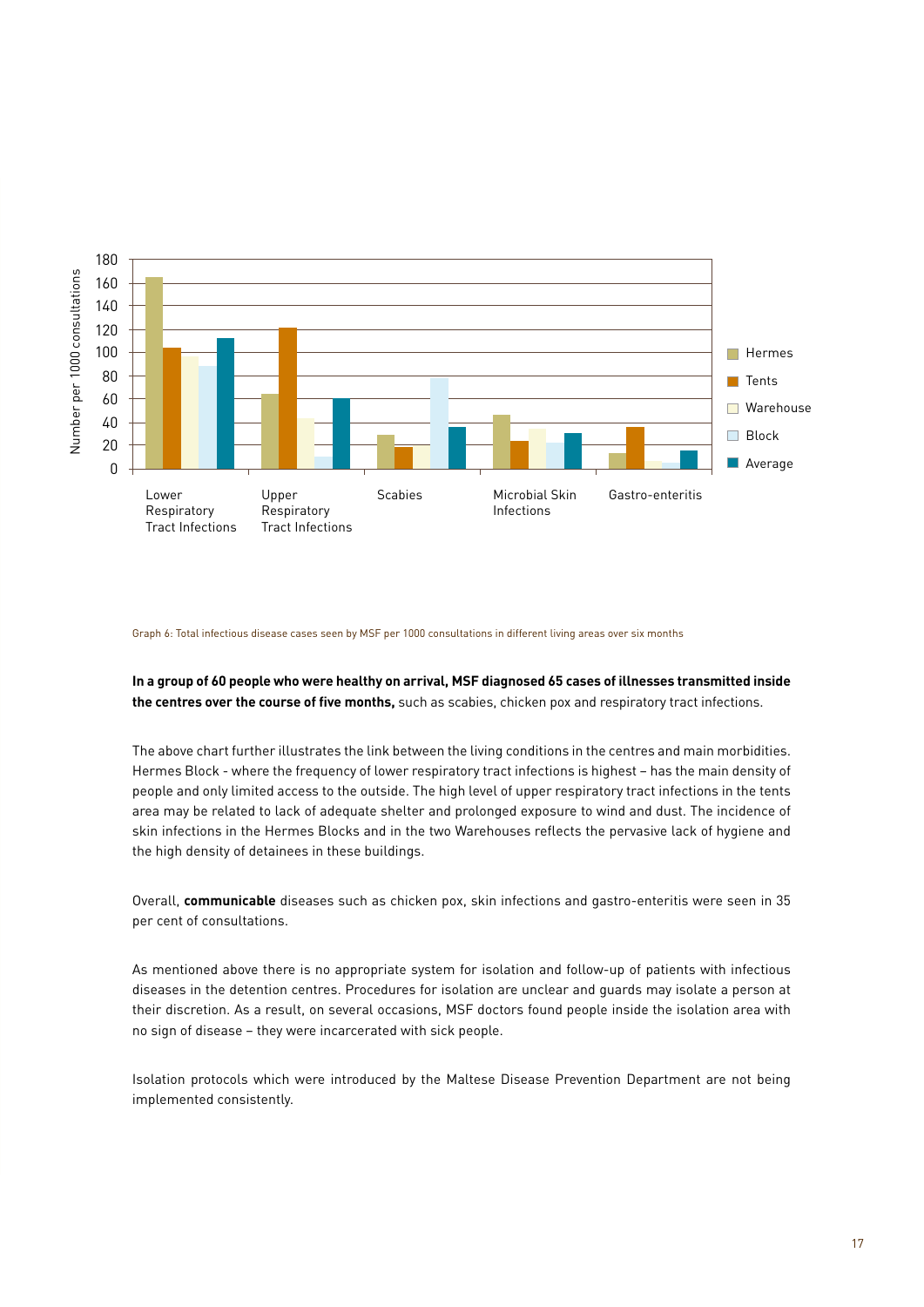Graph 6: Total infectious disease cases seen by MSF per 1000 consultations in different living areas over six months

**In a group of 60 people who were healthy on arrival, MSF diagnosed 65 cases of illnesses transmitted inside the centres over the course of five months,** such as scabies, chicken pox and respiratory tract infections.

The above chart further illustrates the link between the living conditions in the centres and main morbidities. Hermes Block - where the frequency of lower respiratory tract infections is highest – has the main density of people and only limited access to the outside. The high level of upper respiratory tract infections in the tents area may be related to lack of adequate shelter and prolonged exposure to wind and dust. The incidence of skin infections in the Hermes Blocks and in the two Warehouses reflects the pervasive lack of hygiene and the high density of detainees in these buildings.

Overall, **communicable** diseases such as chicken pox, skin infections and gastro-enteritis were seen in 35 per cent of consultations.

As mentioned above there is no appropriate system for isolation and follow-up of patients with infectious diseases in the detention centres. Procedures for isolation are unclear and guards may isolate a person at their discretion. As a result, on several occasions, MSF doctors found people inside the isolation area with no sign of disease – they were incarcerated with sick people.

Isolation protocols which were introduced by the Maltese Disease Prevention Department are not being implemented consistently.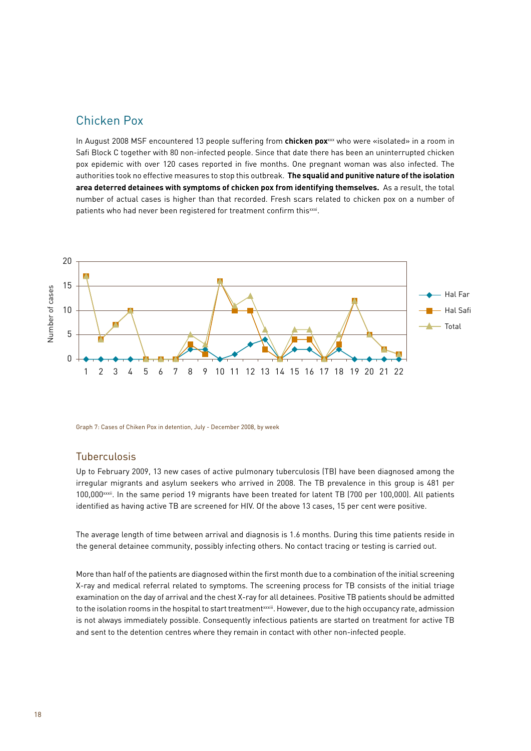## Chicken Pox

In August 2008 MSF encountered 13 people suffering from **chicken pox**[xxx] who were «isolated» in a room in Safi Block C together with 80 non-infected people. Since that date there has been an uninterrupted chicken pox epidemic with over 120 cases reported in five months. One pregnant woman was also infected. The authorities took no effective measures to stop this outbreak. **The squalid and punitive nature of the isolation area deterred detainees with symptoms of chicken pox from identifying themselves.** As a result, the total number of actual cases is higher than that recorded. Fresh scars related to chicken pox on a number of patients who had never been registered for treatment confirm this[xxxi].

Graph 7: Cases of Chiken Pox in detention, July - December 2008, by week

## Tuberculosis

Up to February 2009, 13 new cases of active pulmonary tuberculosis (TB) have been diagnosed among the irregular migrants and asylum seekers who arrived in 2008. The TB prevalence in this group is 481 per 100,000[xxxii]. In the same period 19 migrants have been treated for latent TB (700 per 100,000). All patients identified as having active TB are screened for HIV. Of the above 13 cases, 15 per cent were positive.

The average length of time between arrival and diagnosis is 1.6 months. During this time patients reside in the general detainee community, possibly infecting others. No contact tracing or testing is carried out.

More than half of the patients are diagnosed within the first month due to a combination of the initial screening X-ray and medical referral related to symptoms. The screening process for TB consists of the initial triage examination on the day of arrival and the chest X-ray for all detainees. Positive TB patients should be admitted to the isolation rooms in the hospital to start treatment[xxxiii]. However, due to the high occupancy rate, admission is not always immediately possible. Consequently infectious patients are started on treatment for active TB and sent to the detention centres where they remain in contact with other non-infected people.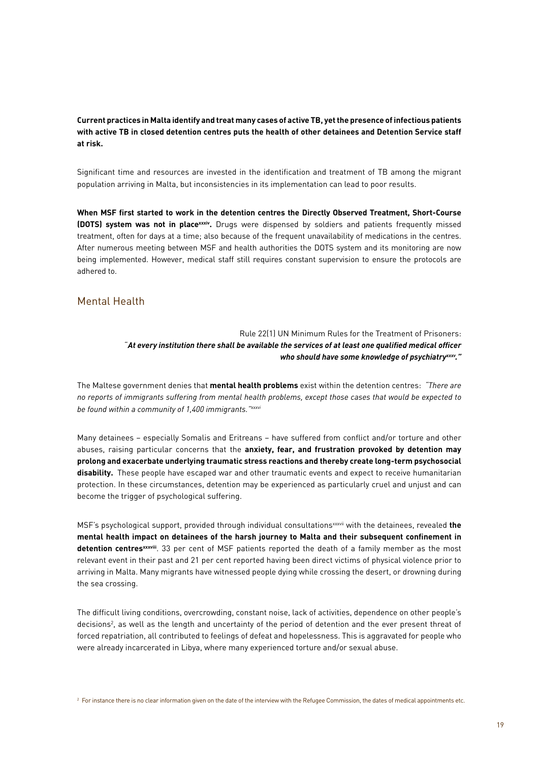**Current practices in Malta identify and treat many cases of active TB, yet the presence of infectious patients with active TB in closed detention centres puts the health of other detainees and Detention Service staff at risk.**

Significant time and resources are invested in the identification and treatment of TB among the migrant population arriving in Malta, but inconsistencies in its implementation can lead to poor results.

**When MSF first started to work in the detention centres the Directly Observed Treatment, Short-Course (DOTS) system was not in place[xxxiv].** Drugs were dispensed by soldiers and patients frequently missed treatment, often for days at a time; also because of the frequent unavailability of medications in the centres. After numerous meeting between MSF and health authorities the DOTS system and its monitoring are now being implemented. However, medical staff still requires constant supervision to ensure the protocols are adhered to.

## Mental Health

Rule 22(1) UN Minimum Rules for the Treatment of Prisoners:
*"**At every institution there shall be available the services of at least one qualified medical officer who should have some knowledge of psychiatry[xxxv].**"*

The Maltese government denies that **mental health problems** exist within the detention centres: *"There are no reports of immigrants suffering from mental health problems, except those cases that would be expected to be found within a community of 1,400 immigrants."[xxxvi]*

Many detainees – especially Somalis and Eritreans – have suffered from conflict and/or torture and other abuses, raising particular concerns that the **anxiety, fear, and frustration provoked by detention may prolong and exacerbate underlying traumatic stress reactions and thereby create long-term psychosocial disability.** These people have escaped war and other traumatic events and expect to receive humanitarian protection. In these circumstances, detention may be experienced as particularly cruel and unjust and can become the trigger of psychological suffering.

MSF's psychological support, provided through individual consultations[xxxvii] with the detainees, revealed **the mental health impact on detainees of the harsh journey to Malta and their subsequent confinement in detention centres[xxxviii]**. 33 per cent of MSF patients reported the death of a family member as the most relevant event in their past and 21 per cent reported having been direct victims of physical violence prior to arriving in Malta. Many migrants have witnessed people dying while crossing the desert, or drowning during the sea crossing.

The difficult living conditions, overcrowding, constant noise, lack of activities, dependence on other people's decisions[2], as well as the length and uncertainty of the period of detention and the ever present threat of forced repatriation, all contributed to feelings of defeat and hopelessness. This is aggravated for people who were already incarcerated in Libya, where many experienced torture and/or sexual abuse.

[2] For instance there is no clear information given on the date of the interview with the Refugee Commission, the dates of medical appointments etc.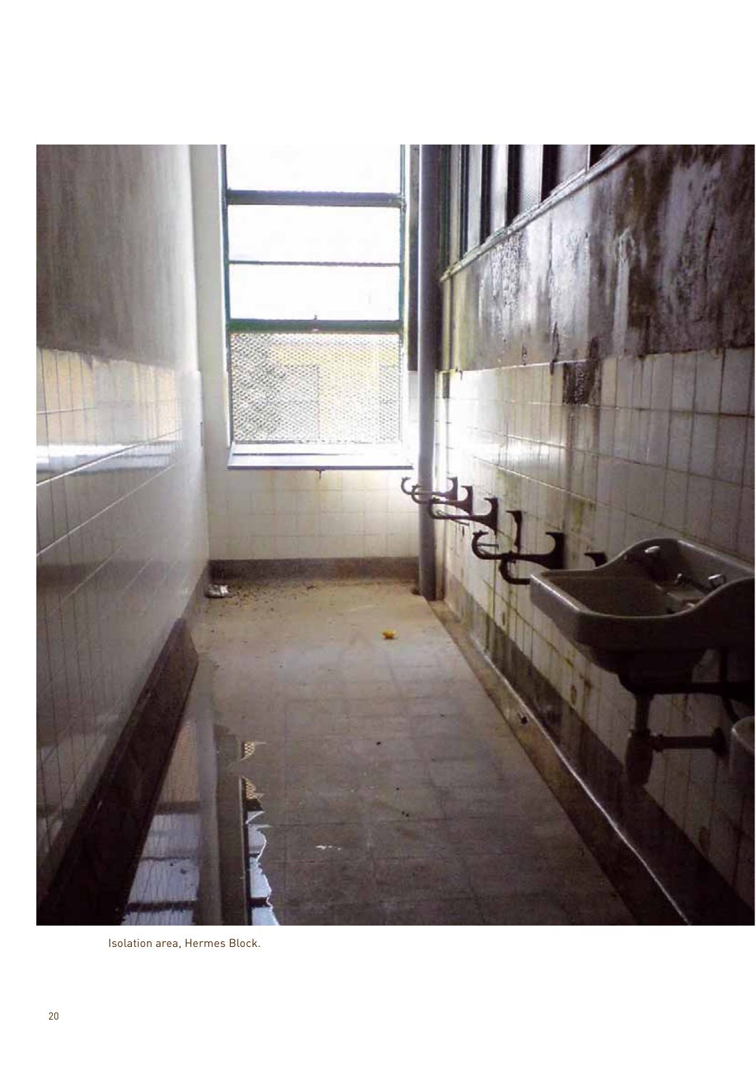Isolation area, Hermes Block.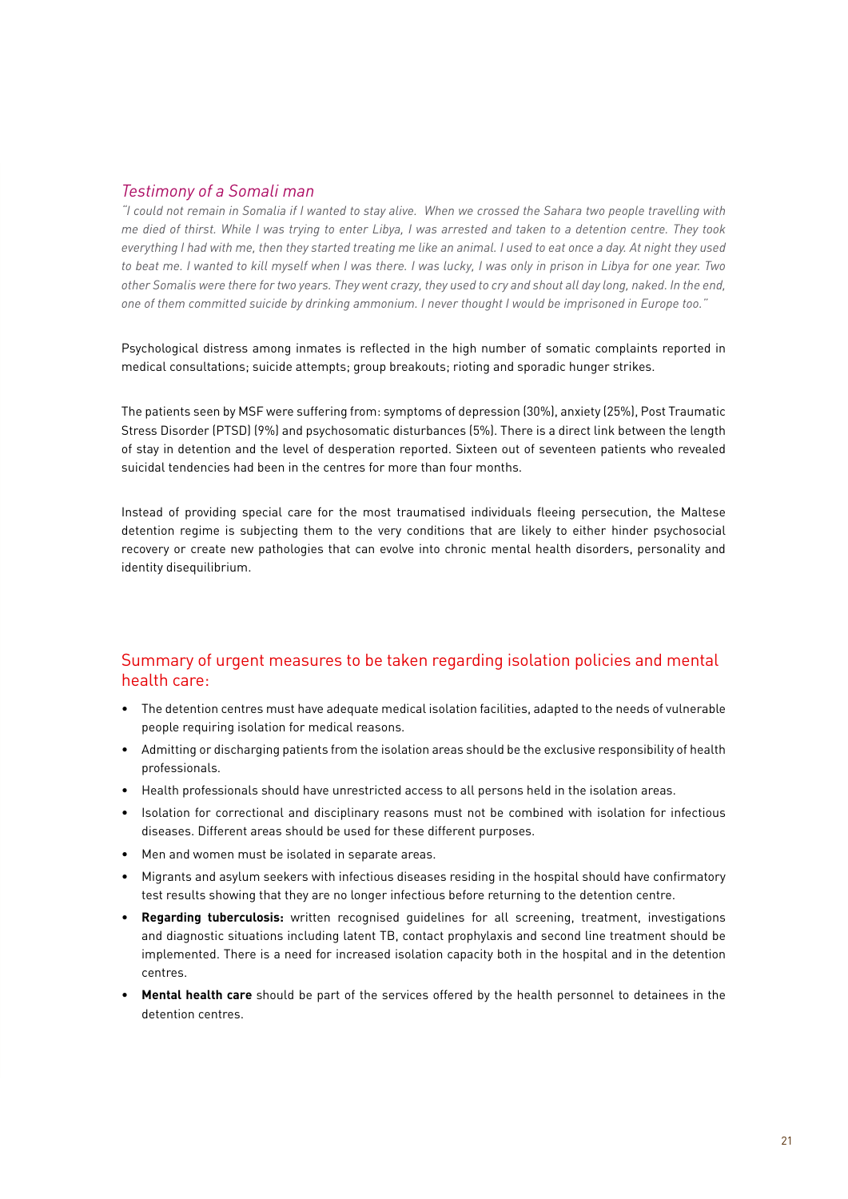### *Testimony of a Somali man*

*"I could not remain in Somalia if I wanted to stay alive. When we crossed the Sahara two people travelling with me died of thirst. While I was trying to enter Libya, I was arrested and taken to a detention centre. They took everything I had with me, then they started treating me like an animal. I used to eat once a day. At night they used to beat me. I wanted to kill myself when I was there. I was lucky, I was only in prison in Libya for one year. Two other Somalis were there for two years. They went crazy, they used to cry and shout all day long, naked. In the end, one of them committed suicide by drinking ammonium. I never thought I would be imprisoned in Europe too."*

Psychological distress among inmates is reflected in the high number of somatic complaints reported in medical consultations; suicide attempts; group breakouts; rioting and sporadic hunger strikes.

The patients seen by MSF were suffering from: symptoms of depression (30%), anxiety (25%), Post Traumatic Stress Disorder (PTSD) (9%) and psychosomatic disturbances (5%). There is a direct link between the length of stay in detention and the level of desperation reported. Sixteen out of seventeen patients who revealed suicidal tendencies had been in the centres for more than four months.

Instead of providing special care for the most traumatised individuals fleeing persecution, the Maltese detention regime is subjecting them to the very conditions that are likely to either hinder psychosocial recovery or create new pathologies that can evolve into chronic mental health disorders, personality and identity disequilibrium.

## Summary of urgent measures to be taken regarding isolation policies and mental health care:

- The detention centres must have adequate medical isolation facilities, adapted to the needs of vulnerable people requiring isolation for medical reasons.
- Admitting or discharging patients from the isolation areas should be the exclusive responsibility of health professionals.
- Health professionals should have unrestricted access to all persons held in the isolation areas.
- Isolation for correctional and disciplinary reasons must not be combined with isolation for infectious diseases. Different areas should be used for these different purposes.
- Men and women must be isolated in separate areas.
- Migrants and asylum seekers with infectious diseases residing in the hospital should have confirmatory test results showing that they are no longer infectious before returning to the detention centre.
- **Regarding tuberculosis:** written recognised guidelines for all screening, treatment, investigations and diagnostic situations including latent TB, contact prophylaxis and second line treatment should be implemented. There is a need for increased isolation capacity both in the hospital and in the detention centres.
- **Mental health care** should be part of the services offered by the health personnel to detainees in the detention centres.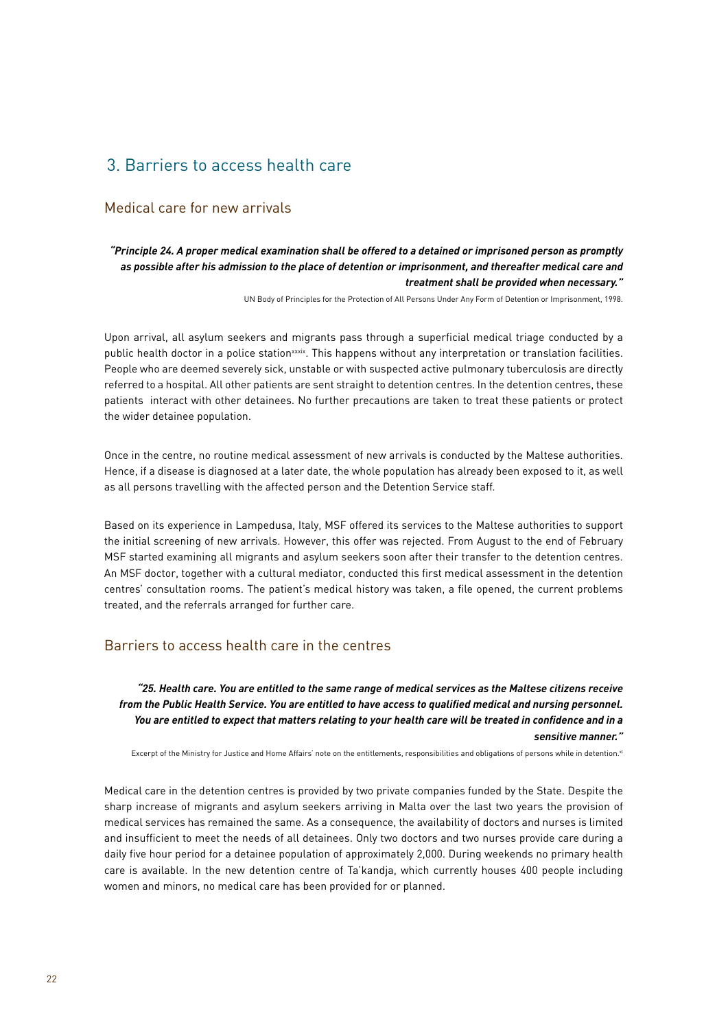## 3. Barriers to access health care

### Medical care for new arrivals

> ***"Principle 24. A proper medical examination shall be offered to a detained or imprisoned person as promptly as possible after his admission to the place of detention or imprisonment, and thereafter medical care and treatment shall be provided when necessary."***
>
> UN Body of Principles for the Protection of All Persons Under Any Form of Detention or Imprisonment, 1998.

Upon arrival, all asylum seekers and migrants pass through a superficial medical triage conducted by a public health doctor in a police station[xxxix]. This happens without any interpretation or translation facilities. People who are deemed severely sick, unstable or with suspected active pulmonary tuberculosis are directly referred to a hospital. All other patients are sent straight to detention centres. In the detention centres, these patients interact with other detainees. No further precautions are taken to treat these patients or protect the wider detainee population.

Once in the centre, no routine medical assessment of new arrivals is conducted by the Maltese authorities. Hence, if a disease is diagnosed at a later date, the whole population has already been exposed to it, as well as all persons travelling with the affected person and the Detention Service staff.

Based on its experience in Lampedusa, Italy, MSF offered its services to the Maltese authorities to support the initial screening of new arrivals. However, this offer was rejected. From August to the end of February MSF started examining all migrants and asylum seekers soon after their transfer to the detention centres. An MSF doctor, together with a cultural mediator, conducted this first medical assessment in the detention centres' consultation rooms. The patient's medical history was taken, a file opened, the current problems treated, and the referrals arranged for further care.

### Barriers to access health care in the centres

> ***"25. Health care. You are entitled to the same range of medical services as the Maltese citizens receive from the Public Health Service. You are entitled to have access to qualified medical and nursing personnel. You are entitled to expect that matters relating to your health care will be treated in confidence and in a sensitive manner."***
>
> Excerpt of the Ministry for Justice and Home Affairs' note on the entitlements, responsibilities and obligations of persons while in detention.[xl]

Medical care in the detention centres is provided by two private companies funded by the State. Despite the sharp increase of migrants and asylum seekers arriving in Malta over the last two years the provision of medical services has remained the same. As a consequence, the availability of doctors and nurses is limited and insufficient to meet the needs of all detainees. Only two doctors and two nurses provide care during a daily five hour period for a detainee population of approximately 2,000. During weekends no primary health care is available. In the new detention centre of Ta'kandja, which currently houses 400 people including women and minors, no medical care has been provided for or planned.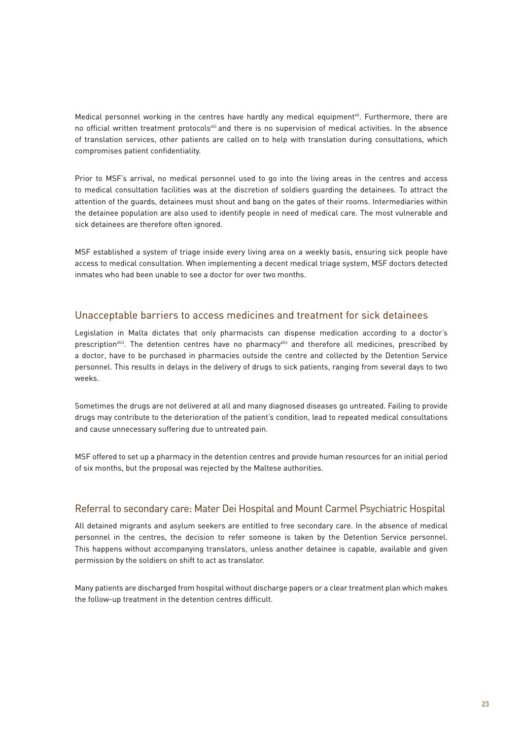Medical personnel working in the centres have hardly any medical equipment[xli]. Furthermore, there are no official written treatment protocols[xlii] and there is no supervision of medical activities. In the absence of translation services, other patients are called on to help with translation during consultations, which compromises patient confidentiality.

Prior to MSF's arrival, no medical personnel used to go into the living areas in the centres and access to medical consultation facilities was at the discretion of soldiers guarding the detainees. To attract the attention of the guards, detainees must shout and bang on the gates of their rooms. Intermediaries within the detainee population are also used to identify people in need of medical care. The most vulnerable and sick detainees are therefore often ignored.

MSF established a system of triage inside every living area on a weekly basis, ensuring sick people have access to medical consultation. When implementing a decent medical triage system, MSF doctors detected inmates who had been unable to see a doctor for over two months.

## Unacceptable barriers to access medicines and treatment for sick detainees

Legislation in Malta dictates that only pharmacists can dispense medication according to a doctor's prescription[xliii]. The detention centres have no pharmacy[xliv] and therefore all medicines, prescribed by a doctor, have to be purchased in pharmacies outside the centre and collected by the Detention Service personnel. This results in delays in the delivery of drugs to sick patients, ranging from several days to two weeks.

Sometimes the drugs are not delivered at all and many diagnosed diseases go untreated. Failing to provide drugs may contribute to the deterioration of the patient's condition, lead to repeated medical consultations and cause unnecessary suffering due to untreated pain.

MSF offered to set up a pharmacy in the detention centres and provide human resources for an initial period of six months, but the proposal was rejected by the Maltese authorities.

## Referral to secondary care: Mater Dei Hospital and Mount Carmel Psychiatric Hospital

All detained migrants and asylum seekers are entitled to free secondary care. In the absence of medical personnel in the centres, the decision to refer someone is taken by the Detention Service personnel. This happens without accompanying translators, unless another detainee is capable, available and given permission by the soldiers on shift to act as translator.

Many patients are discharged from hospital without discharge papers or a clear treatment plan which makes the follow-up treatment in the detention centres difficult.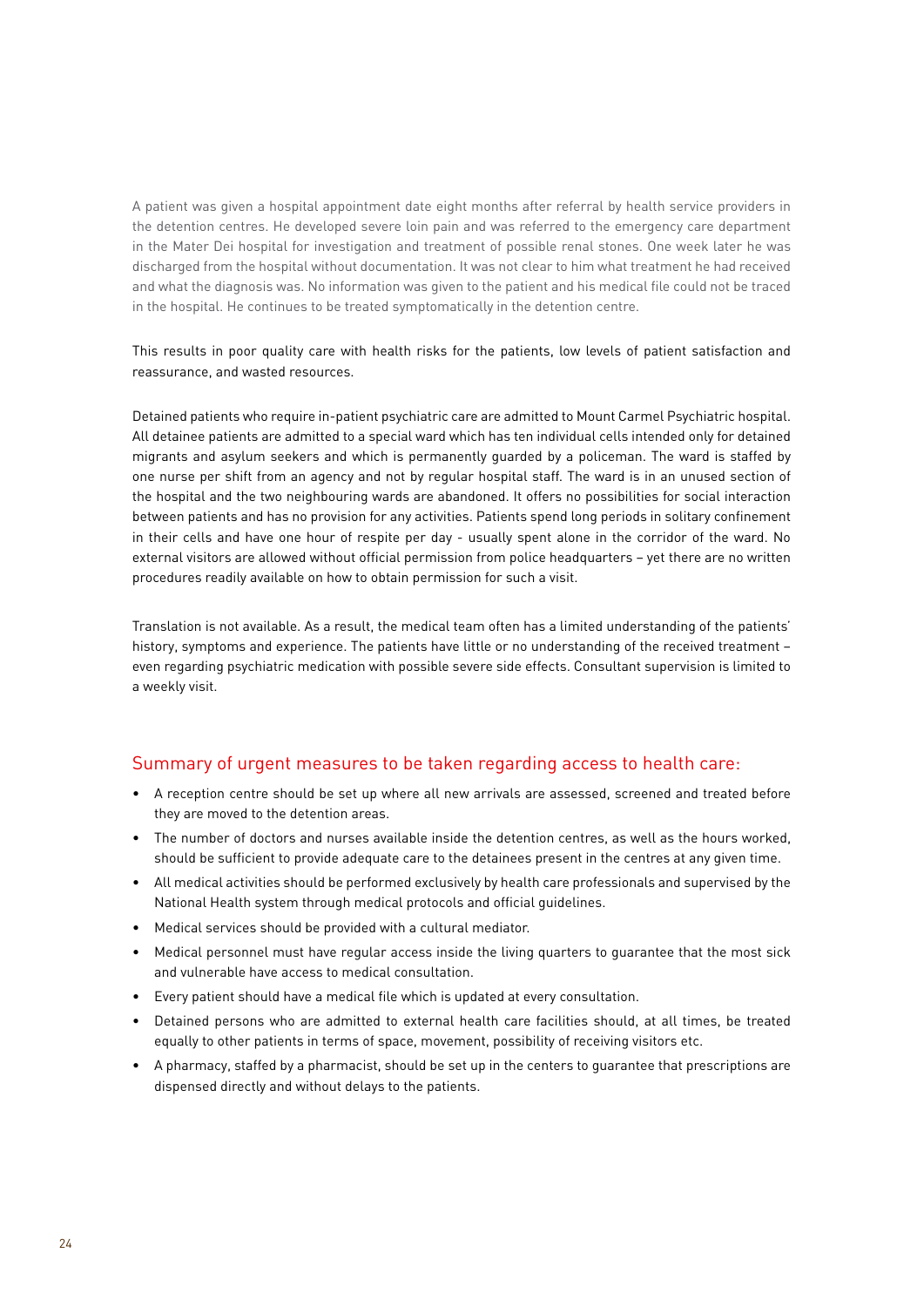A patient was given a hospital appointment date eight months after referral by health service providers in the detention centres. He developed severe loin pain and was referred to the emergency care department in the Mater Dei hospital for investigation and treatment of possible renal stones. One week later he was discharged from the hospital without documentation. It was not clear to him what treatment he had received and what the diagnosis was. No information was given to the patient and his medical file could not be traced in the hospital. He continues to be treated symptomatically in the detention centre.

This results in poor quality care with health risks for the patients, low levels of patient satisfaction and reassurance, and wasted resources.

Detained patients who require in-patient psychiatric care are admitted to Mount Carmel Psychiatric hospital. All detainee patients are admitted to a special ward which has ten individual cells intended only for detained migrants and asylum seekers and which is permanently guarded by a policeman. The ward is staffed by one nurse per shift from an agency and not by regular hospital staff. The ward is in an unused section of the hospital and the two neighbouring wards are abandoned. It offers no possibilities for social interaction between patients and has no provision for any activities. Patients spend long periods in solitary confinement in their cells and have one hour of respite per day - usually spent alone in the corridor of the ward. No external visitors are allowed without official permission from police headquarters – yet there are no written procedures readily available on how to obtain permission for such a visit.

Translation is not available. As a result, the medical team often has a limited understanding of the patients' history, symptoms and experience. The patients have little or no understanding of the received treatment – even regarding psychiatric medication with possible severe side effects. Consultant supervision is limited to a weekly visit.

## Summary of urgent measures to be taken regarding access to health care:

- A reception centre should be set up where all new arrivals are assessed, screened and treated before they are moved to the detention areas.
- The number of doctors and nurses available inside the detention centres, as well as the hours worked, should be sufficient to provide adequate care to the detainees present in the centres at any given time.
- All medical activities should be performed exclusively by health care professionals and supervised by the National Health system through medical protocols and official guidelines.
- Medical services should be provided with a cultural mediator.
- Medical personnel must have regular access inside the living quarters to guarantee that the most sick and vulnerable have access to medical consultation.
- Every patient should have a medical file which is updated at every consultation.
- Detained persons who are admitted to external health care facilities should, at all times, be treated equally to other patients in terms of space, movement, possibility of receiving visitors etc.
- A pharmacy, staffed by a pharmacist, should be set up in the centers to guarantee that prescriptions are dispensed directly and without delays to the patients.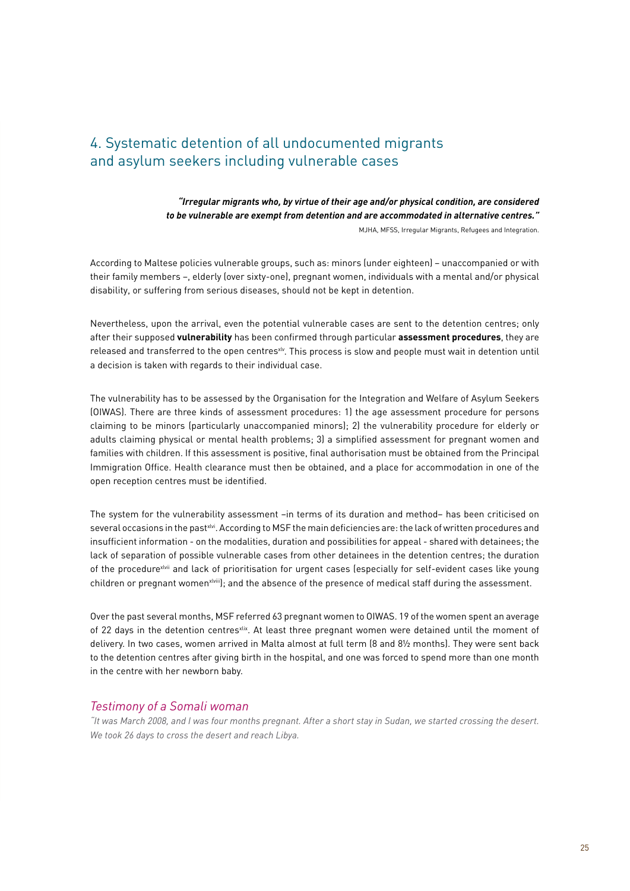## 4. Systematic detention of all undocumented migrants and asylum seekers including vulnerable cases

> ***"Irregular migrants who, by virtue of their age and/or physical condition, are considered to be vulnerable are exempt from detention and are accommodated in alternative centres."***
>
> MJHA, MFSS, Irregular Migrants, Refugees and Integration.

According to Maltese policies vulnerable groups, such as: minors (under eighteen) – unaccompanied or with their family members –, elderly (over sixty-one), pregnant women, individuals with a mental and/or physical disability, or suffering from serious diseases, should not be kept in detention.

Nevertheless, upon the arrival, even the potential vulnerable cases are sent to the detention centres; only after their supposed **vulnerability** has been confirmed through particular **assessment procedures**, they are released and transferred to the open centres[xlv]. This process is slow and people must wait in detention until a decision is taken with regards to their individual case.

The vulnerability has to be assessed by the Organisation for the Integration and Welfare of Asylum Seekers (OIWAS). There are three kinds of assessment procedures: 1) the age assessment procedure for persons claiming to be minors (particularly unaccompanied minors); 2) the vulnerability procedure for elderly or adults claiming physical or mental health problems; 3) a simplified assessment for pregnant women and families with children. If this assessment is positive, final authorisation must be obtained from the Principal Immigration Office. Health clearance must then be obtained, and a place for accommodation in one of the open reception centres must be identified.

The system for the vulnerability assessment –in terms of its duration and method– has been criticised on several occasions in the past[xlvi]. According to MSF the main deficiencies are: the lack of written procedures and insufficient information - on the modalities, duration and possibilities for appeal - shared with detainees; the lack of separation of possible vulnerable cases from other detainees in the detention centres; the duration of the procedure[xlvii] and lack of prioritisation for urgent cases (especially for self-evident cases like young children or pregnant women[xlviii]); and the absence of the presence of medical staff during the assessment.

Over the past several months, MSF referred 63 pregnant women to OIWAS. 19 of the women spent an average of 22 days in the detention centres[xlix]. At least three pregnant women were detained until the moment of delivery. In two cases, women arrived in Malta almost at full term (8 and 8½ months). They were sent back to the detention centres after giving birth in the hospital, and one was forced to spend more than one month in the centre with her newborn baby.

### *Testimony of a Somali woman*

*"It was March 2008, and I was four months pregnant. After a short stay in Sudan, we started crossing the desert. We took 26 days to cross the desert and reach Libya.*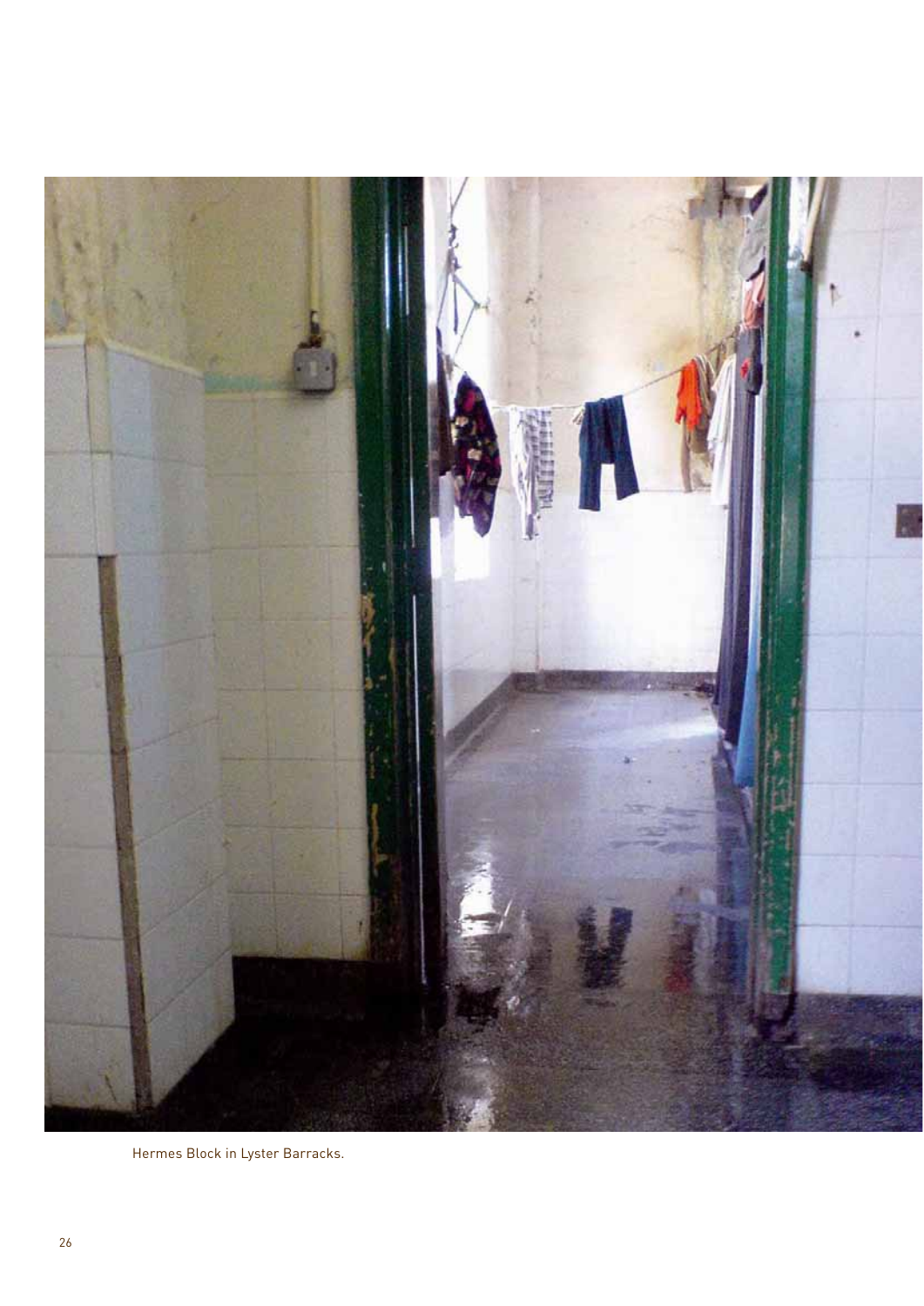Hermes Block in Lyster Barracks.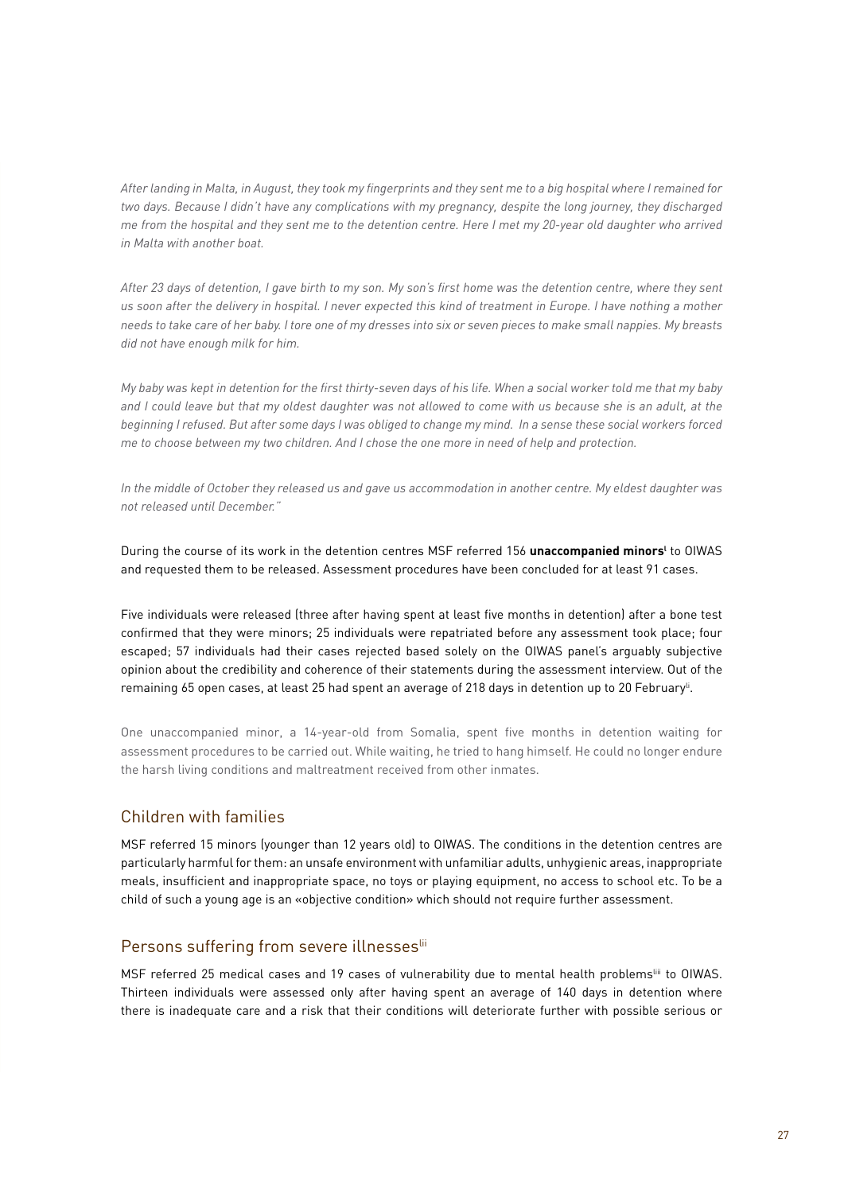*After landing in Malta, in August, they took my fingerprints and they sent me to a big hospital where I remained for two days. Because I didn't have any complications with my pregnancy, despite the long journey, they discharged me from the hospital and they sent me to the detention centre. Here I met my 20-year old daughter who arrived in Malta with another boat.*

*After 23 days of detention, I gave birth to my son. My son's first home was the detention centre, where they sent us soon after the delivery in hospital. I never expected this kind of treatment in Europe. I have nothing a mother needs to take care of her baby. I tore one of my dresses into six or seven pieces to make small nappies. My breasts did not have enough milk for him.*

*My baby was kept in detention for the first thirty-seven days of his life. When a social worker told me that my baby and I could leave but that my oldest daughter was not allowed to come with us because she is an adult, at the beginning I refused. But after some days I was obliged to change my mind. In a sense these social workers forced me to choose between my two children. And I chose the one more in need of help and protection.*

*In the middle of October they released us and gave us accommodation in another centre. My eldest daughter was not released until December."*

During the course of its work in the detention centres MSF referred 156 **unaccompanied minors**[l] to OIWAS and requested them to be released. Assessment procedures have been concluded for at least 91 cases.

Five individuals were released (three after having spent at least five months in detention) after a bone test confirmed that they were minors; 25 individuals were repatriated before any assessment took place; four escaped; 57 individuals had their cases rejected based solely on the OIWAS panel's arguably subjective opinion about the credibility and coherence of their statements during the assessment interview. Out of the remaining 65 open cases, at least 25 had spent an average of 218 days in detention up to 20 February[li].

One unaccompanied minor, a 14-year-old from Somalia, spent five months in detention waiting for assessment procedures to be carried out. While waiting, he tried to hang himself. He could no longer endure the harsh living conditions and maltreatment received from other inmates.

## Children with families

MSF referred 15 minors (younger than 12 years old) to OIWAS. The conditions in the detention centres are particularly harmful for them: an unsafe environment with unfamiliar adults, unhygienic areas, inappropriate meals, insufficient and inappropriate space, no toys or playing equipment, no access to school etc. To be a child of such a young age is an «objective condition» which should not require further assessment.

## Persons suffering from severe illnesses[lii]

MSF referred 25 medical cases and 19 cases of vulnerability due to mental health problems[liii] to OIWAS. Thirteen individuals were assessed only after having spent an average of 140 days in detention where there is inadequate care and a risk that their conditions will deteriorate further with possible serious or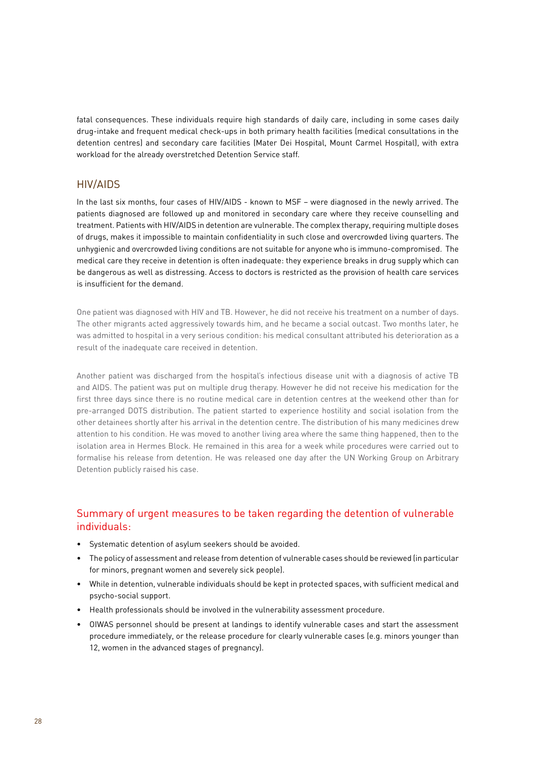fatal consequences. These individuals require high standards of daily care, including in some cases daily drug-intake and frequent medical check-ups in both primary health facilities (medical consultations in the detention centres) and secondary care facilities (Mater Dei Hospital, Mount Carmel Hospital), with extra workload for the already overstretched Detention Service staff.

## HIV/AIDS

In the last six months, four cases of HIV/AIDS - known to MSF – were diagnosed in the newly arrived. The patients diagnosed are followed up and monitored in secondary care where they receive counselling and treatment. Patients with HIV/AIDS in detention are vulnerable. The complex therapy, requiring multiple doses of drugs, makes it impossible to maintain confidentiality in such close and overcrowded living quarters. The unhygienic and overcrowded living conditions are not suitable for anyone who is immuno-compromised. The medical care they receive in detention is often inadequate: they experience breaks in drug supply which can be dangerous as well as distressing. Access to doctors is restricted as the provision of health care services is insufficient for the demand.

One patient was diagnosed with HIV and TB. However, he did not receive his treatment on a number of days. The other migrants acted aggressively towards him, and he became a social outcast. Two months later, he was admitted to hospital in a very serious condition: his medical consultant attributed his deterioration as a result of the inadequate care received in detention.

Another patient was discharged from the hospital's infectious disease unit with a diagnosis of active TB and AIDS. The patient was put on multiple drug therapy. However he did not receive his medication for the first three days since there is no routine medical care in detention centres at the weekend other than for pre-arranged DOTS distribution. The patient started to experience hostility and social isolation from the other detainees shortly after his arrival in the detention centre. The distribution of his many medicines drew attention to his condition. He was moved to another living area where the same thing happened, then to the isolation area in Hermes Block. He remained in this area for a week while procedures were carried out to formalise his release from detention. He was released one day after the UN Working Group on Arbitrary Detention publicly raised his case.

## Summary of urgent measures to be taken regarding the detention of vulnerable individuals:

- Systematic detention of asylum seekers should be avoided.
- The policy of assessment and release from detention of vulnerable cases should be reviewed (in particular for minors, pregnant women and severely sick people).
- While in detention, vulnerable individuals should be kept in protected spaces, with sufficient medical and psycho-social support.
- Health professionals should be involved in the vulnerability assessment procedure.
- OIWAS personnel should be present at landings to identify vulnerable cases and start the assessment procedure immediately, or the release procedure for clearly vulnerable cases (e.g. minors younger than 12, women in the advanced stages of pregnancy).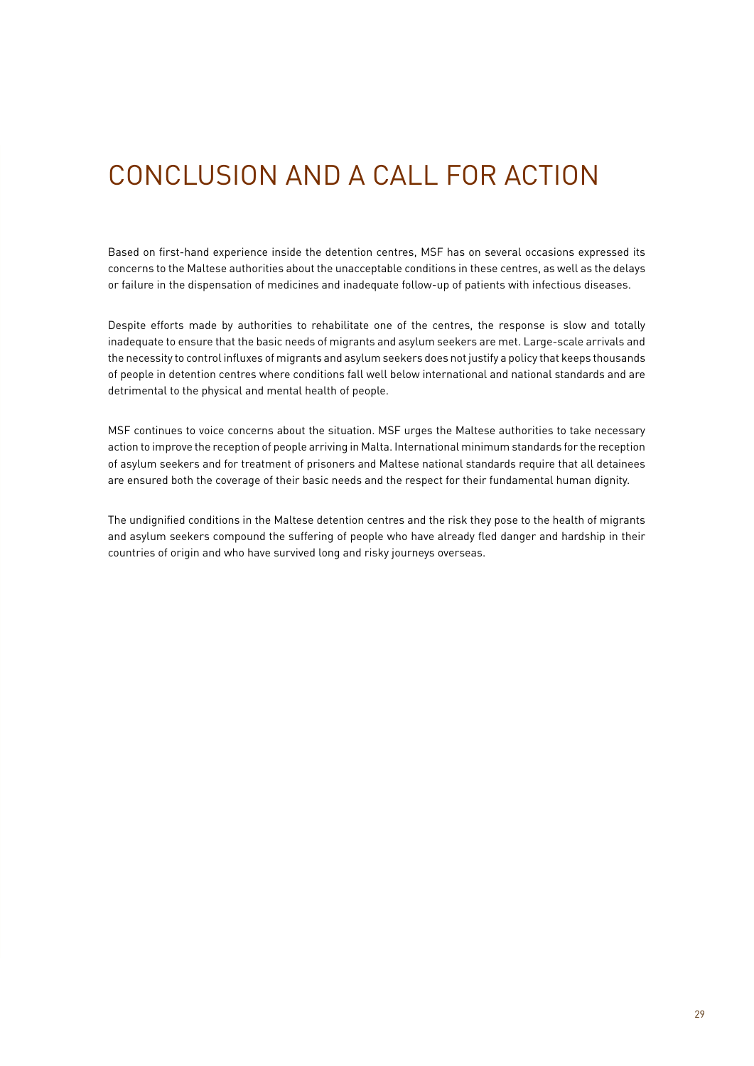# CONCLUSION AND A CALL FOR ACTION

Based on first-hand experience inside the detention centres, MSF has on several occasions expressed its concerns to the Maltese authorities about the unacceptable conditions in these centres, as well as the delays or failure in the dispensation of medicines and inadequate follow-up of patients with infectious diseases.

Despite efforts made by authorities to rehabilitate one of the centres, the response is slow and totally inadequate to ensure that the basic needs of migrants and asylum seekers are met. Large-scale arrivals and the necessity to control influxes of migrants and asylum seekers does not justify a policy that keeps thousands of people in detention centres where conditions fall well below international and national standards and are detrimental to the physical and mental health of people.

MSF continues to voice concerns about the situation. MSF urges the Maltese authorities to take necessary action to improve the reception of people arriving in Malta. International minimum standards for the reception of asylum seekers and for treatment of prisoners and Maltese national standards require that all detainees are ensured both the coverage of their basic needs and the respect for their fundamental human dignity.

The undignified conditions in the Maltese detention centres and the risk they pose to the health of migrants and asylum seekers compound the suffering of people who have already fled danger and hardship in their countries of origin and who have survived long and risky journeys overseas.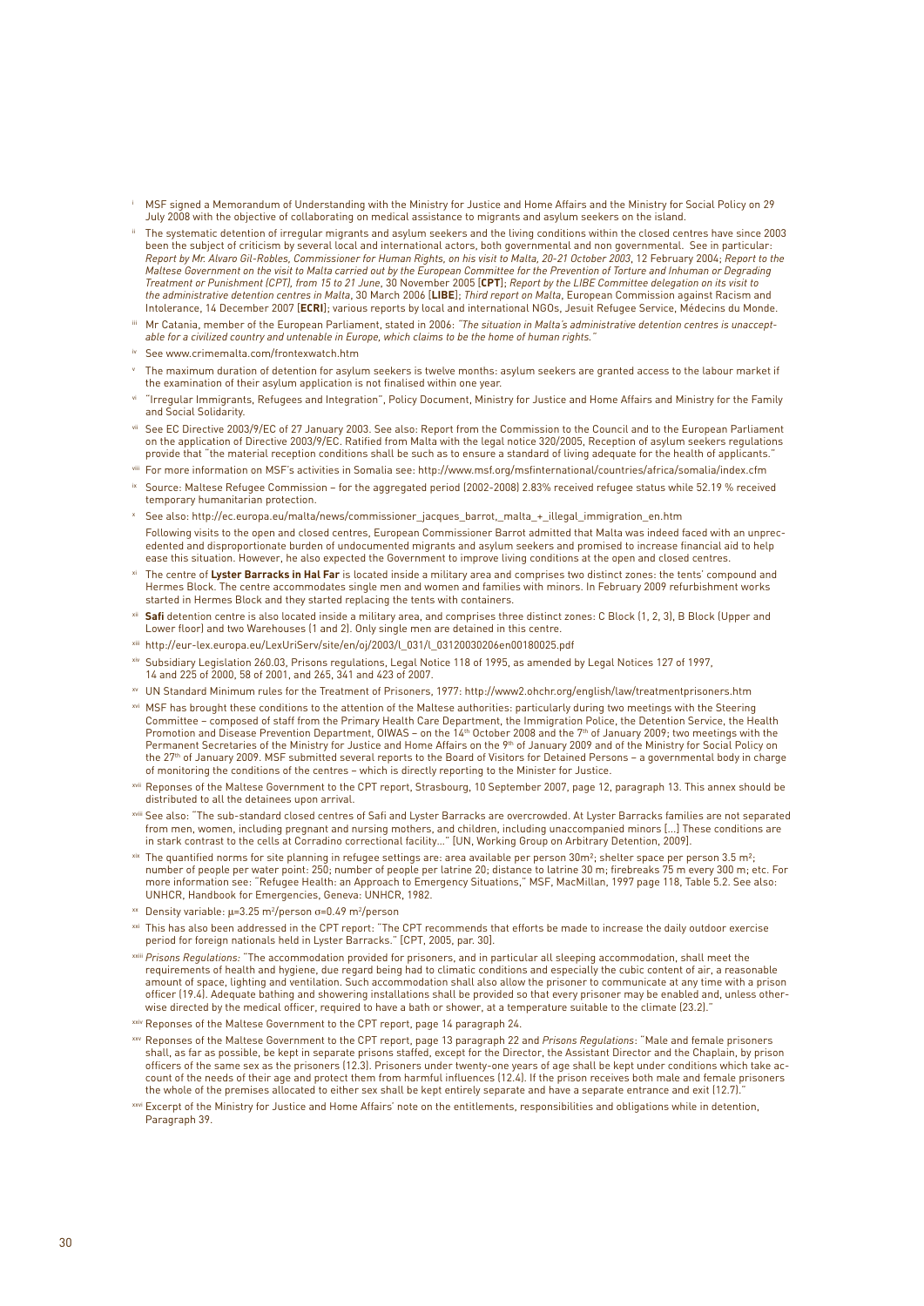[i] MSF signed a Memorandum of Understanding with the Ministry for Justice and Home Affairs and the Ministry for Social Policy on 29 July 2008 with the objective of collaborating on medical assistance to migrants and asylum seekers on the island.

[ii] The systematic detention of irregular migrants and asylum seekers and the living conditions within the closed centres have since 2003 been the subject of criticism by several local and international actors, both governmental and non governmental. See in particular: *Report by Mr. Alvaro Gil-Robles, Commissioner for Human Rights, on his visit to Malta, 20-21 October 2003*, 12 February 2004; *Report to the Maltese Government on the visit to Malta carried out by the European Committee for the Prevention of Torture and Inhuman or Degrading Treatment or Punishment (CPT), from 15 to 21 June*, 30 November 2005 [**CPT**]; *Report by the LIBE Committee delegation on its visit to the administrative detention centres in Malta*, 30 March 2006 [**LIBE**]; *Third report on Malta*, European Commission against Racism and Intolerance, 14 December 2007 [**ECRI**]; various reports by local and international NGOs, Jesuit Refugee Service, Médecins du Monde.

[iii] Mr Catania, member of the European Parliament, stated in 2006: *"The situation in Malta's administrative detention centres is unacceptable for a civilized country and untenable in Europe, which claims to be the home of human rights."*

[iv] See www.crimemalta.com/frontexwatch.htm

[v] The maximum duration of detention for asylum seekers is twelve months: asylum seekers are granted access to the labour market if the examination of their asylum application is not finalised within one year.

[vi] "Irregular Immigrants, Refugees and Integration", Policy Document, Ministry for Justice and Home Affairs and Ministry for the Family and Social Solidarity.

[vii] See EC Directive 2003/9/EC of 27 January 2003. See also: Report from the Commission to the Council and to the European Parliament on the application of Directive 2003/9/EC. Ratified from Malta with the legal notice 320/2005, Reception of asylum seekers regulations provide that "the material reception conditions shall be such as to ensure a standard of living adequate for the health of applicants."

[viii] For more information on MSF's activities in Somalia see: http://www.msf.org/msfinternational/countries/africa/somalia/index.cfm

[ix] Source: Maltese Refugee Commission – for the aggregated period (2002-2008) 2.83% received refugee status while 52.19 % received temporary humanitarian protection.

[x] See also: http://ec.europa.eu/malta/news/commissioner_jacques_barrot,_malta_+_illegal_immigration_en.htm

Following visits to the open and closed centres, European Commissioner Barrot admitted that Malta was indeed faced with an unprecedented and disproportionate burden of undocumented migrants and asylum seekers and promised to increase financial aid to help ease this situation. However, he also expected the Government to improve living conditions at the open and closed centres.

[xi] The centre of **Lyster Barracks in Hal Far** is located inside a military area and comprises two distinct zones: the tents' compound and Hermes Block. The centre accommodates single men and women and families with minors. In February 2009 refurbishment works started in Hermes Block and they started replacing the tents with containers.

[xii] **Safi** detention centre is also located inside a military area, and comprises three distinct zones: C Block (1, 2, 3), B Block (Upper and Lower floor) and two Warehouses (1 and 2). Only single men are detained in this centre.

[xiii] http://eur-lex.europa.eu/LexUriServ/site/en/oj/2003/l_031/l_03120030206en00180025.pdf

[xiv] Subsidiary Legislation 260.03, Prisons regulations, Legal Notice 118 of 1995, as amended by Legal Notices 127 of 1997, 14 and 225 of 2000, 58 of 2001, and 265, 341 and 423 of 2007.

[xv] UN Standard Minimum rules for the Treatment of Prisoners, 1977: http://www2.ohchr.org/english/law/treatmentprisoners.htm

[xvi] MSF has brought these conditions to the attention of the Maltese authorities: particularly during two meetings with the Steering Committee – composed of staff from the Primary Health Care Department, the Immigration Police, the Detention Service, the Health Promotion and Disease Prevention Department, OIWAS – on the 14th October 2008 and the 7th of January 2009; two meetings with the Permanent Secretaries of the Ministry for Justice and Home Affairs on the 9th of January 2009 and of the Ministry for Social Policy on the 27th of January 2009. MSF submitted several reports to the Board of Visitors for Detained Persons – a governmental body in charge of monitoring the conditions of the centres – which is directly reporting to the Minister for Justice.

[xvii] Reponses of the Maltese Government to the CPT report, Strasbourg, 10 September 2007, page 12, paragraph 13. This annex should be distributed to all the detainees upon arrival.

[xviii] See also: "The sub-standard closed centres of Safi and Lyster Barracks are overcrowded. At Lyster Barracks families are not separated from men, women, including pregnant and nursing mothers, and children, including unaccompanied minors [...] These conditions are in stark contrast to the cells at Corradino correctional facility..." [UN, Working Group on Arbitrary Detention, 2009].

[xix] The quantified norms for site planning in refugee settings are: area available per person 30m²; shelter space per person 3.5 m²; number of people per water point: 250; number of people per latrine 20; distance to latrine 30 m; firebreaks 75 m every 300 m; etc. For more information see: "Refugee Health: an Approach to Emergency Situations," MSF, MacMillan, 1997 page 118, Table 5.2. See also: UNHCR, Handbook for Emergencies, Geneva: UNHCR, 1982.

[xx] Density variable: $\mu$=3.25 m²/person $\sigma$=0.49 m²/person

[xxi] This has also been addressed in the CPT report: "The CPT recommends that efforts be made to increase the daily outdoor exercise period for foreign nationals held in Lyster Barracks." [CPT, 2005, par. 30].

[xxiii] *Prisons Regulations:* "The accommodation provided for prisoners, and in particular all sleeping accommodation, shall meet the requirements of health and hygiene, due regard being had to climatic conditions and especially the cubic content of air, a reasonable amount of space, lighting and ventilation. Such accommodation shall also allow the prisoner to communicate at any time with a prison officer (19.4). Adequate bathing and showering installations shall be provided so that every prisoner may be enabled and, unless otherwise directed by the medical officer, required to have a bath or shower, at a temperature suitable to the climate (23.2)."

[xxiv] Reponses of the Maltese Government to the CPT report, page 14 paragraph 24.

[xxv] Reponses of the Maltese Government to the CPT report, page 13 paragraph 22 and *Prisons Regulations*: "Male and female prisoners shall, as far as possible, be kept in separate prisons staffed, except for the Director, the Assistant Director and the Chaplain, by prison officers of the same sex as the prisoners (12.3). Prisoners under twenty-one years of age shall be kept under conditions which take account of the needs of their age and protect them from harmful influences (12.4). If the prison receives both male and female prisoners the whole of the premises allocated to either sex shall be kept entirely separate and have a separate entrance and exit (12.7)."

[xxvi] Excerpt of the Ministry for Justice and Home Affairs' note on the entitlements, responsibilities and obligations while in detention, Paragraph 39.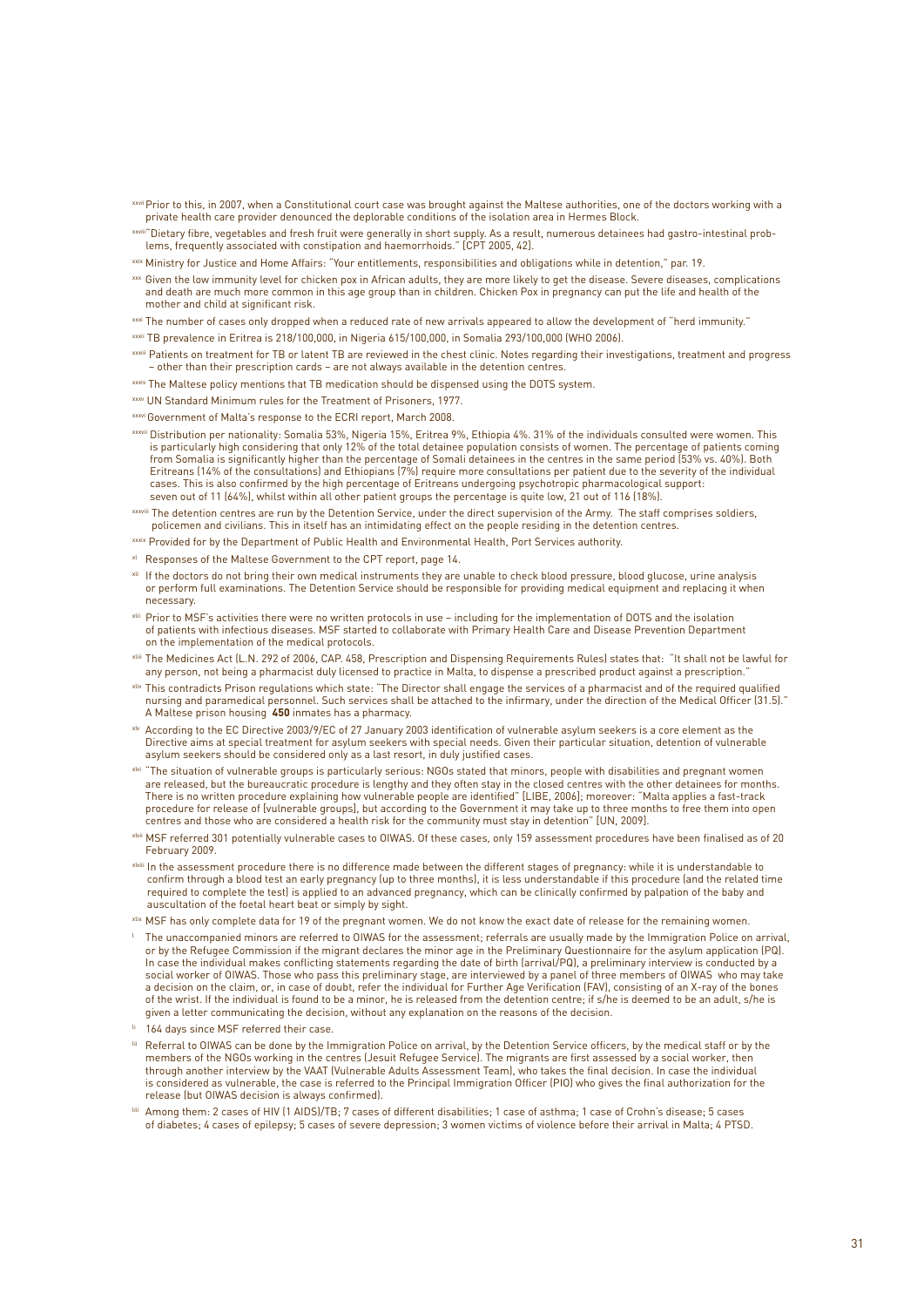[xxvii] Prior to this, in 2007, when a Constitutional court case was brought against the Maltese authorities, one of the doctors working with a private health care provider denounced the deplorable conditions of the isolation area in Hermes Block.

[xxviii] "Dietary fibre, vegetables and fresh fruit were generally in short supply. As a result, numerous detainees had gastro-intestinal problems, frequently associated with constipation and haemorrhoids." [CPT 2005, 42].

[xxix] Ministry for Justice and Home Affairs: "Your entitlements, responsibilities and obligations while in detention," par. 19.

[xxx] Given the low immunity level for chicken pox in African adults, they are more likely to get the disease. Severe diseases, complications and death are much more common in this age group than in children. Chicken Pox in pregnancy can put the life and health of the mother and child at significant risk.

[xxxi] The number of cases only dropped when a reduced rate of new arrivals appeared to allow the development of "herd immunity."

[xxxii] TB prevalence in Eritrea is 218/100,000, in Nigeria 615/100,000, in Somalia 293/100,000 (WHO 2006).

[xxxiii] Patients on treatment for TB or latent TB are reviewed in the chest clinic. Notes regarding their investigations, treatment and progress – other than their prescription cards – are not always available in the detention centres.

[xxxiv] The Maltese policy mentions that TB medication should be dispensed using the DOTS system.

[xxxv] UN Standard Minimum rules for the Treatment of Prisoners, 1977.

[xxxvi] Government of Malta's response to the ECRI report, March 2008.

[xxxvii] Distribution per nationality: Somalia 53%, Nigeria 15%, Eritrea 9%, Ethiopia 4%. 31% of the individuals consulted were women. This is particularly high considering that only 12% of the total detainee population consists of women. The percentage of patients coming from Somalia is significantly higher than the percentage of Somali detainees in the centres in the same period (53% vs. 40%). Both Eritreans (14% of the consultations) and Ethiopians (7%) require more consultations per patient due to the severity of the individual cases. This is also confirmed by the high percentage of Eritreans undergoing psychotropic pharmacological support: seven out of 11 (64%), whilst within all other patient groups the percentage is quite low, 21 out of 116 (18%).

[xxxviii] The detention centres are run by the Detention Service, under the direct supervision of the Army. The staff comprises soldiers, policemen and civilians. This in itself has an intimidating effect on the people residing in the detention centres.

[xxxix] Provided for by the Department of Public Health and Environmental Health, Port Services authority.

[xl] Responses of the Maltese Government to the CPT report, page 14.

[xli] If the doctors do not bring their own medical instruments they are unable to check blood pressure, blood glucose, urine analysis or perform full examinations. The Detention Service should be responsible for providing medical equipment and replacing it when necessary.

[xlii] Prior to MSF's activities there were no written protocols in use – including for the implementation of DOTS and the isolation of patients with infectious diseases. MSF started to collaborate with Primary Health Care and Disease Prevention Department on the implementation of the medical protocols.

[xliii] The Medicines Act (L.N. 292 of 2006, CAP. 458, Prescription and Dispensing Requirements Rules) states that: "It shall not be lawful for any person, not being a pharmacist duly licensed to practice in Malta, to dispense a prescribed product against a prescription."

[xliv] This contradicts Prison regulations which state: "The Director shall engage the services of a pharmacist and of the required qualified nursing and paramedical personnel. Such services shall be attached to the infirmary, under the direction of the Medical Officer (31.5)." A Maltese prison housing **450** inmates has a pharmacy.

[xlv] According to the EC Directive 2003/9/EC of 27 January 2003 identification of vulnerable asylum seekers is a core element as the Directive aims at special treatment for asylum seekers with special needs. Given their particular situation, detention of vulnerable asylum seekers should be considered only as a last resort, in duly justified cases.

[xlvi] "The situation of vulnerable groups is particularly serious: NGOs stated that minors, people with disabilities and pregnant women are released, but the bureaucratic procedure is lengthy and they often stay in the closed centres with the other detainees for months. There is no written procedure explaining how vulnerable people are identified" [LIBE, 2006]; moreover: "Malta applies a fast-track procedure for release of [vulnerable groups], but according to the Government it may take up to three months to free them into open centres and those who are considered a health risk for the community must stay in detention" [UN, 2009].

[xlvii] MSF referred 301 potentially vulnerable cases to OIWAS. Of these cases, only 159 assessment procedures have been finalised as of 20 February 2009.

[xlviii] In the assessment procedure there is no difference made between the different stages of pregnancy: while it is understandable to confirm through a blood test an early pregnancy (up to three months), it is less understandable if this procedure (and the related time required to complete the test) is applied to an advanced pregnancy, which can be clinically confirmed by palpation of the baby and auscultation of the foetal heart beat or simply by sight.

[xlix] MSF has only complete data for 19 of the pregnant women. We do not know the exact date of release for the remaining women.

[l] The unaccompanied minors are referred to OIWAS for the assessment; referrals are usually made by the Immigration Police on arrival, or by the Refugee Commission if the migrant declares the minor age in the Preliminary Questionnaire for the asylum application (PQ). In case the individual makes conflicting statements regarding the date of birth (arrival/PQ), a preliminary interview is conducted by a social worker of OIWAS. Those who pass this preliminary stage, are interviewed by a panel of three members of OIWAS who may take a decision on the claim, or, in case of doubt, refer the individual for Further Age Verification (FAV), consisting of an X-ray of the bones of the wrist. If the individual is found to be a minor, he is released from the detention centre; if s/he is deemed to be an adult, s/he is given a letter communicating the decision, without any explanation on the reasons of the decision.

[li] 164 days since MSF referred their case.

[lii] Referral to OIWAS can be done by the Immigration Police on arrival, by the Detention Service officers, by the medical staff or by the members of the NGOs working in the centres (Jesuit Refugee Service). The migrants are first assessed by a social worker, then through another interview by the VAAT (Vulnerable Adults Assessment Team), who takes the final decision. In case the individual is considered as vulnerable, the case is referred to the Principal Immigration Officer (PIO) who gives the final authorization for the release (but OIWAS decision is always confirmed).

[liii] Among them: 2 cases of HIV (1 AIDS)/TB; 7 cases of different disabilities; 1 case of asthma; 1 case of Crohn's disease; 5 cases of diabetes; 4 cases of epilepsy; 5 cases of severe depression; 3 women victims of violence before their arrival in Malta; 4 PTSD.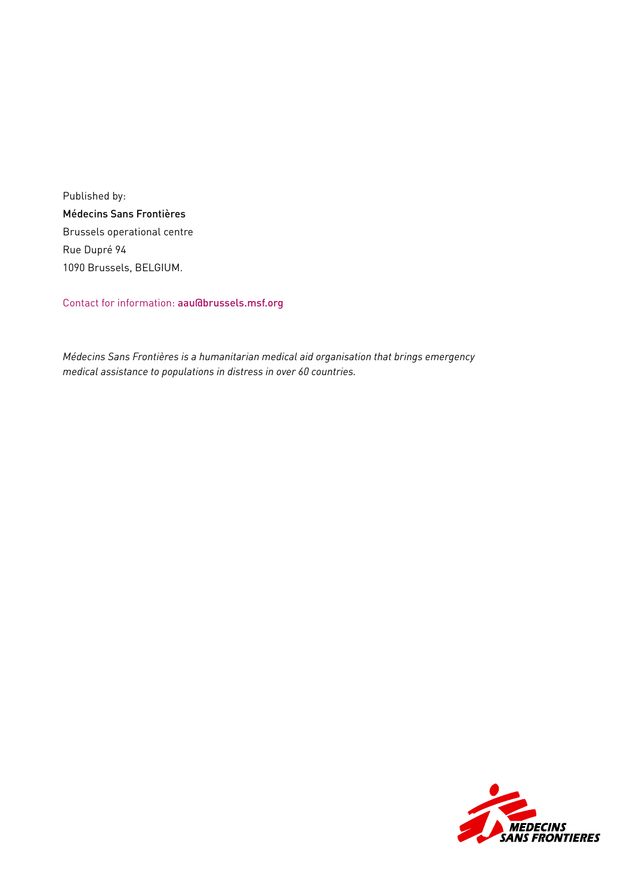Published by:

**Médecins Sans Frontières**

Brussels operational centre

Rue Dupré 94

1090 Brussels, BELGIUM.

Contact for information: **aau@brussels.msf.org**

*Médecins Sans Frontières is a humanitarian medical aid organisation that brings emergency medical assistance to populations in distress in over 60 countries.*

MEDECINS SANS FRONTIERES